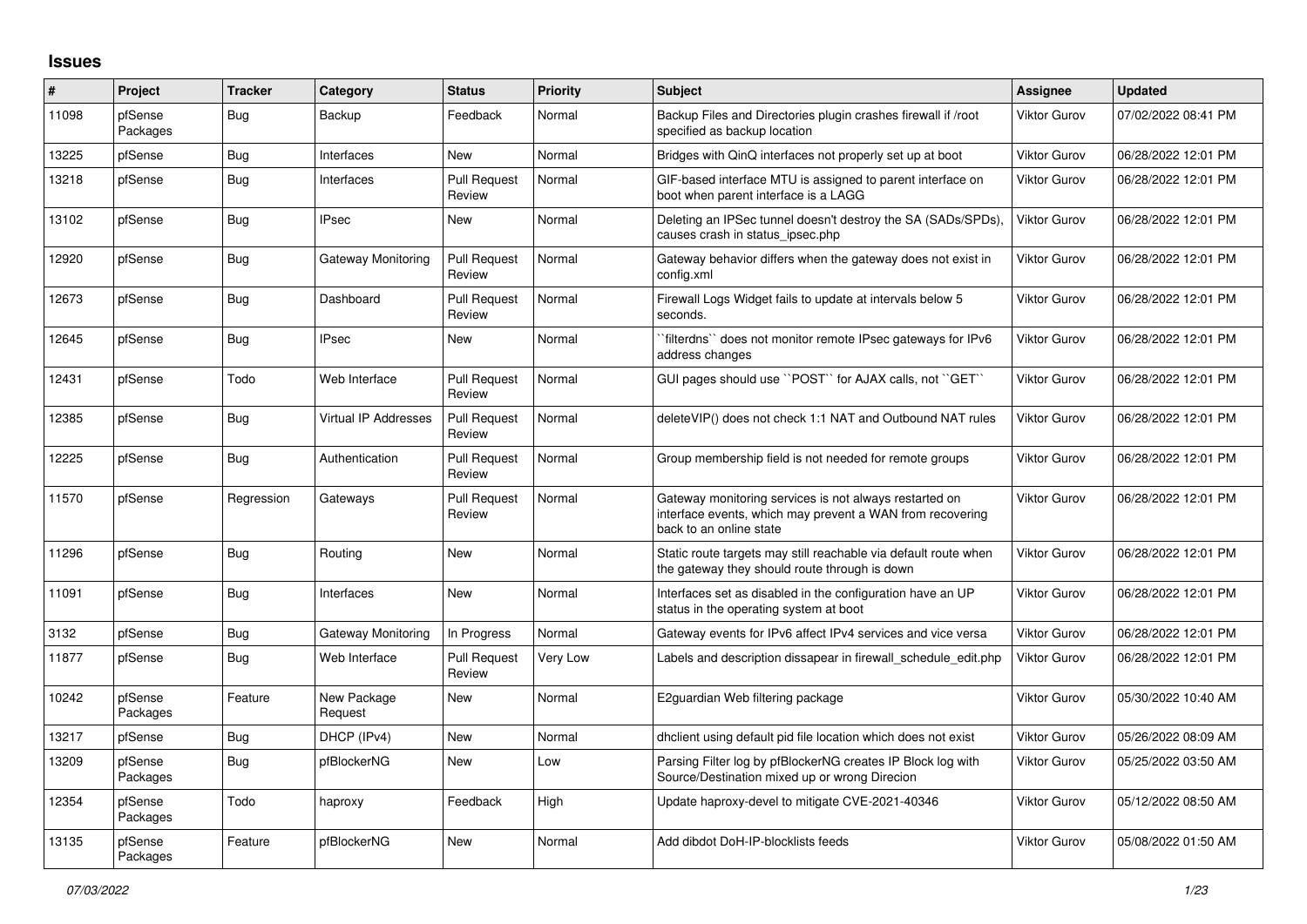## Issues

| # | Project | Tracker | Category | Status | Priority | Subject | Assignee | Updated |
|---|---|---|---|---|---|---|---|---|
| 11098 | pfSense Packages | Bug | Backup | Feedback | Normal | Backup Files and Directories plugin crashes firewall if /root specified as backup location | Viktor Gurov | 07/02/2022 08:41 PM |
| 13225 | pfSense | Bug | Interfaces | New | Normal | Bridges with QinQ interfaces not properly set up at boot | Viktor Gurov | 06/28/2022 12:01 PM |
| 13218 | pfSense | Bug | Interfaces | Pull Request Review | Normal | GIF-based interface MTU is assigned to parent interface on boot when parent interface is a LAGG | Viktor Gurov | 06/28/2022 12:01 PM |
| 13102 | pfSense | Bug | IPsec | New | Normal | Deleting an IPSec tunnel doesn't destroy the SA (SADs/SPDs), causes crash in status_ipsec.php | Viktor Gurov | 06/28/2022 12:01 PM |
| 12920 | pfSense | Bug | Gateway Monitoring | Pull Request Review | Normal | Gateway behavior differs when the gateway does not exist in config.xml | Viktor Gurov | 06/28/2022 12:01 PM |
| 12673 | pfSense | Bug | Dashboard | Pull Request Review | Normal | Firewall Logs Widget fails to update at intervals below 5 seconds. | Viktor Gurov | 06/28/2022 12:01 PM |
| 12645 | pfSense | Bug | IPsec | New | Normal | ``filterdns`` does not monitor remote IPsec gateways for IPv6 address changes | Viktor Gurov | 06/28/2022 12:01 PM |
| 12431 | pfSense | Todo | Web Interface | Pull Request Review | Normal | GUI pages should use ``POST`` for AJAX calls, not ``GET`` | Viktor Gurov | 06/28/2022 12:01 PM |
| 12385 | pfSense | Bug | Virtual IP Addresses | Pull Request Review | Normal | deleteVIP() does not check 1:1 NAT and Outbound NAT rules | Viktor Gurov | 06/28/2022 12:01 PM |
| 12225 | pfSense | Bug | Authentication | Pull Request Review | Normal | Group membership field is not needed for remote groups | Viktor Gurov | 06/28/2022 12:01 PM |
| 11570 | pfSense | Regression | Gateways | Pull Request Review | Normal | Gateway monitoring services is not always restarted on interface events, which may prevent a WAN from recovering back to an online state | Viktor Gurov | 06/28/2022 12:01 PM |
| 11296 | pfSense | Bug | Routing | New | Normal | Static route targets may still reachable via default route when the gateway they should route through is down | Viktor Gurov | 06/28/2022 12:01 PM |
| 11091 | pfSense | Bug | Interfaces | New | Normal | Interfaces set as disabled in the configuration have an UP status in the operating system at boot | Viktor Gurov | 06/28/2022 12:01 PM |
| 3132 | pfSense | Bug | Gateway Monitoring | In Progress | Normal | Gateway events for IPv6 affect IPv4 services and vice versa | Viktor Gurov | 06/28/2022 12:01 PM |
| 11877 | pfSense | Bug | Web Interface | Pull Request Review | Very Low | Labels and description dissapear in firewall_schedule_edit.php | Viktor Gurov | 06/28/2022 12:01 PM |
| 10242 | pfSense Packages | Feature | New Package Request | New | Normal | E2guardian Web filtering package | Viktor Gurov | 05/30/2022 10:40 AM |
| 13217 | pfSense | Bug | DHCP (IPv4) | New | Normal | dhclient using default pid file location which does not exist | Viktor Gurov | 05/26/2022 08:09 AM |
| 13209 | pfSense Packages | Bug | pfBlockerNG | New | Low | Parsing Filter log by pfBlockerNG creates IP Block log with Source/Destination mixed up or wrong Direcion | Viktor Gurov | 05/25/2022 03:50 AM |
| 12354 | pfSense Packages | Todo | haproxy | Feedback | High | Update haproxy-devel to mitigate CVE-2021-40346 | Viktor Gurov | 05/12/2022 08:50 AM |
| 13135 | pfSense Packages | Feature | pfBlockerNG | New | Normal | Add dibdot DoH-IP-blocklists feeds | Viktor Gurov | 05/08/2022 01:50 AM |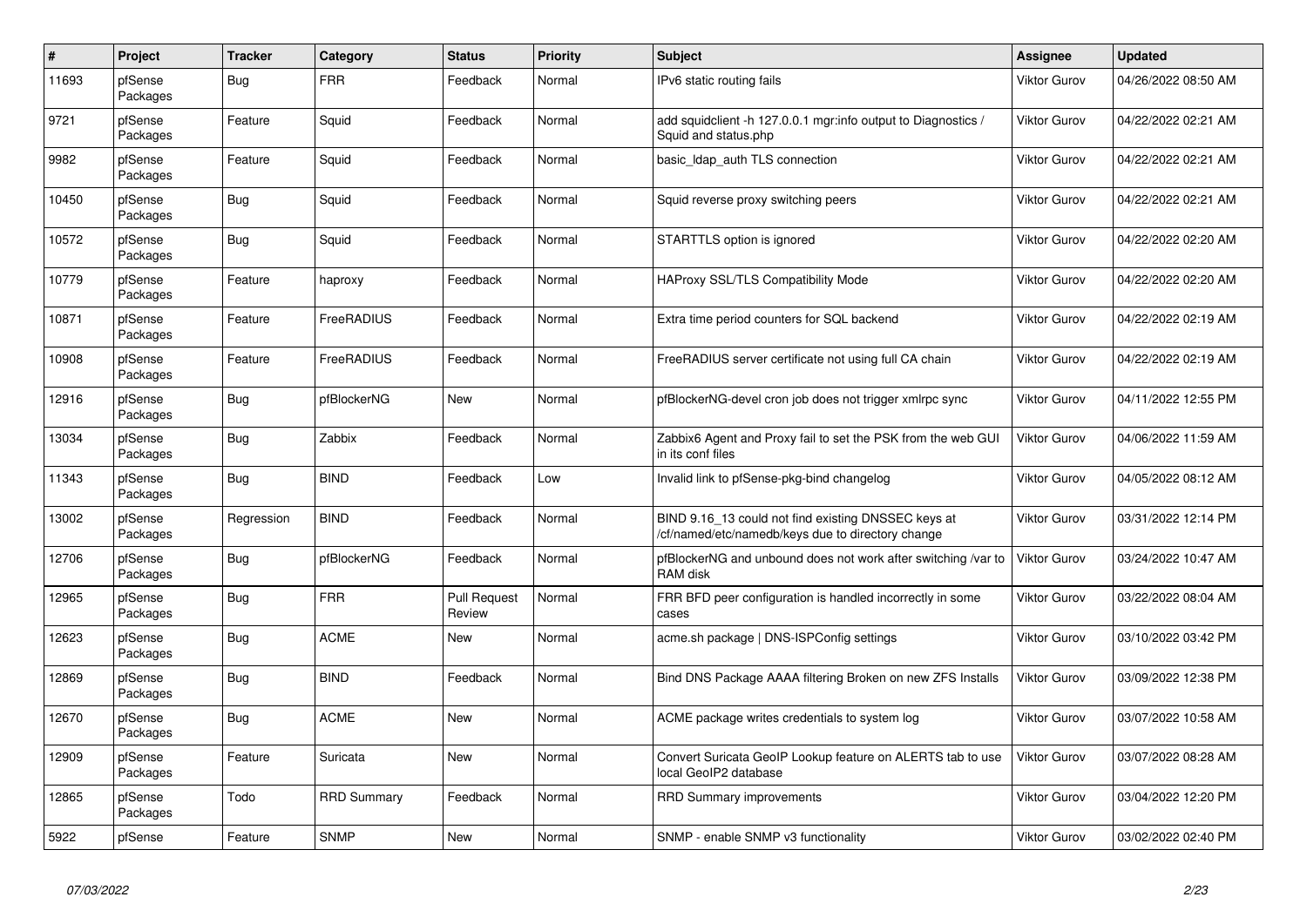| # | Project | Tracker | Category | Status | Priority | Subject | Assignee | Updated |
|---|---|---|---|---|---|---|---|---|
| 11693 | pfSense Packages | Bug | FRR | Feedback | Normal | IPv6 static routing fails | Viktor Gurov | 04/26/2022 08:50 AM |
| 9721 | pfSense Packages | Feature | Squid | Feedback | Normal | add squidclient -h 127.0.0.1 mgr:info output to Diagnostics / Squid and status.php | Viktor Gurov | 04/22/2022 02:21 AM |
| 9982 | pfSense Packages | Feature | Squid | Feedback | Normal | basic_ldap_auth TLS connection | Viktor Gurov | 04/22/2022 02:21 AM |
| 10450 | pfSense Packages | Bug | Squid | Feedback | Normal | Squid reverse proxy switching peers | Viktor Gurov | 04/22/2022 02:21 AM |
| 10572 | pfSense Packages | Bug | Squid | Feedback | Normal | STARTTLS option is ignored | Viktor Gurov | 04/22/2022 02:20 AM |
| 10779 | pfSense Packages | Feature | haproxy | Feedback | Normal | HAProxy SSL/TLS Compatibility Mode | Viktor Gurov | 04/22/2022 02:20 AM |
| 10871 | pfSense Packages | Feature | FreeRADIUS | Feedback | Normal | Extra time period counters for SQL backend | Viktor Gurov | 04/22/2022 02:19 AM |
| 10908 | pfSense Packages | Feature | FreeRADIUS | Feedback | Normal | FreeRADIUS server certificate not using full CA chain | Viktor Gurov | 04/22/2022 02:19 AM |
| 12916 | pfSense Packages | Bug | pfBlockerNG | New | Normal | pfBlockerNG-devel cron job does not trigger xmlrpc sync | Viktor Gurov | 04/11/2022 12:55 PM |
| 13034 | pfSense Packages | Bug | Zabbix | Feedback | Normal | Zabbix6 Agent and Proxy fail to set the PSK from the web GUI in its conf files | Viktor Gurov | 04/06/2022 11:59 AM |
| 11343 | pfSense Packages | Bug | BIND | Feedback | Low | Invalid link to pfSense-pkg-bind changelog | Viktor Gurov | 04/05/2022 08:12 AM |
| 13002 | pfSense Packages | Regression | BIND | Feedback | Normal | BIND 9.16_13 could not find existing DNSSEC keys at /cf/named/etc/namedb/keys due to directory change | Viktor Gurov | 03/31/2022 12:14 PM |
| 12706 | pfSense Packages | Bug | pfBlockerNG | Feedback | Normal | pfBlockerNG and unbound does not work after switching /var to RAM disk | Viktor Gurov | 03/24/2022 10:47 AM |
| 12965 | pfSense Packages | Bug | FRR | Pull Request Review | Normal | FRR BFD peer configuration is handled incorrectly in some cases | Viktor Gurov | 03/22/2022 08:04 AM |
| 12623 | pfSense Packages | Bug | ACME | New | Normal | acme.sh package \| DNS-ISPConfig settings | Viktor Gurov | 03/10/2022 03:42 PM |
| 12869 | pfSense Packages | Bug | BIND | Feedback | Normal | Bind DNS Package AAAA filtering Broken on new ZFS Installs | Viktor Gurov | 03/09/2022 12:38 PM |
| 12670 | pfSense Packages | Bug | ACME | New | Normal | ACME package writes credentials to system log | Viktor Gurov | 03/07/2022 10:58 AM |
| 12909 | pfSense Packages | Feature | Suricata | New | Normal | Convert Suricata GeoIP Lookup feature on ALERTS tab to use local GeoIP2 database | Viktor Gurov | 03/07/2022 08:28 AM |
| 12865 | pfSense Packages | Todo | RRD Summary | Feedback | Normal | RRD Summary improvements | Viktor Gurov | 03/04/2022 12:20 PM |
| 5922 | pfSense | Feature | SNMP | New | Normal | SNMP - enable SNMP v3 functionality | Viktor Gurov | 03/02/2022 02:40 PM |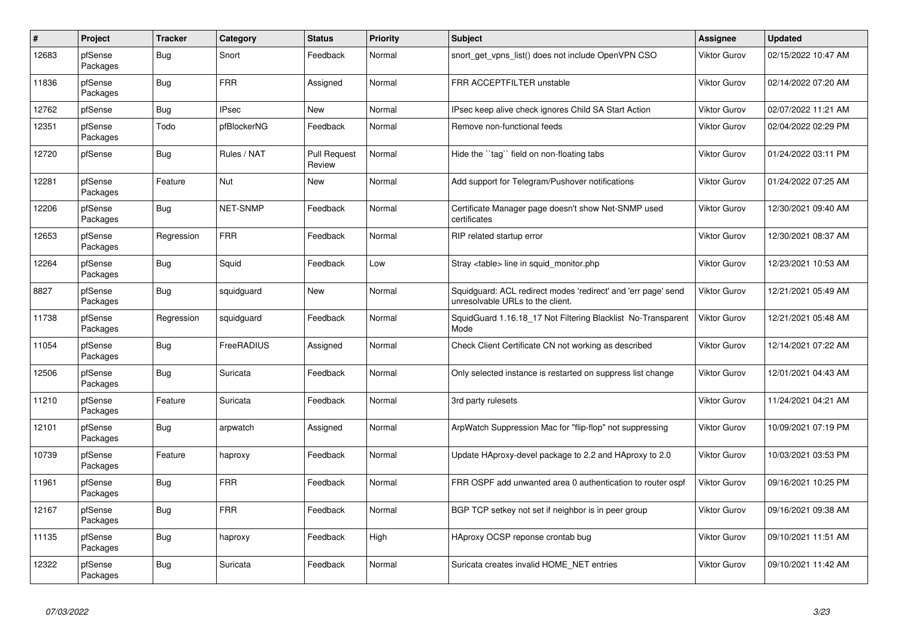| # | Project | Tracker | Category | Status | Priority | Subject | Assignee | Updated |
|---|---|---|---|---|---|---|---|---|
| 12683 | pfSense Packages | Bug | Snort | Feedback | Normal | snort_get_vpns_list() does not include OpenVPN CSO | Viktor Gurov | 02/15/2022 10:47 AM |
| 11836 | pfSense Packages | Bug | FRR | Assigned | Normal | FRR ACCEPTFILTER unstable | Viktor Gurov | 02/14/2022 07:20 AM |
| 12762 | pfSense | Bug | IPsec | New | Normal | IPsec keep alive check ignores Child SA Start Action | Viktor Gurov | 02/07/2022 11:21 AM |
| 12351 | pfSense Packages | Todo | pfBlockerNG | Feedback | Normal | Remove non-functional feeds | Viktor Gurov | 02/04/2022 02:29 PM |
| 12720 | pfSense | Bug | Rules / NAT | Pull Request Review | Normal | Hide the ``tag`` field on non-floating tabs | Viktor Gurov | 01/24/2022 03:11 PM |
| 12281 | pfSense Packages | Feature | Nut | New | Normal | Add support for Telegram/Pushover notifications | Viktor Gurov | 01/24/2022 07:25 AM |
| 12206 | pfSense Packages | Bug | NET-SNMP | Feedback | Normal | Certificate Manager page doesn't show Net-SNMP used certificates | Viktor Gurov | 12/30/2021 09:40 AM |
| 12653 | pfSense Packages | Regression | FRR | Feedback | Normal | RIP related startup error | Viktor Gurov | 12/30/2021 08:37 AM |
| 12264 | pfSense Packages | Bug | Squid | Feedback | Low | Stray <table> line in squid_monitor.php | Viktor Gurov | 12/23/2021 10:53 AM |
| 8827 | pfSense Packages | Bug | squidguard | New | Normal | Squidguard: ACL redirect modes 'redirect' and 'err page' send unresolvable URLs to the client. | Viktor Gurov | 12/21/2021 05:49 AM |
| 11738 | pfSense Packages | Regression | squidguard | Feedback | Normal | SquidGuard 1.16.18_17 Not Filtering Blacklist No-Transparent Mode | Viktor Gurov | 12/21/2021 05:48 AM |
| 11054 | pfSense Packages | Bug | FreeRADIUS | Assigned | Normal | Check Client Certificate CN not working as described | Viktor Gurov | 12/14/2021 07:22 AM |
| 12506 | pfSense Packages | Bug | Suricata | Feedback | Normal | Only selected instance is restarted on suppress list change | Viktor Gurov | 12/01/2021 04:43 AM |
| 11210 | pfSense Packages | Feature | Suricata | Feedback | Normal | 3rd party rulesets | Viktor Gurov | 11/24/2021 04:21 AM |
| 12101 | pfSense Packages | Bug | arpwatch | Assigned | Normal | ArpWatch Suppression Mac for "flip-flop" not suppressing | Viktor Gurov | 10/09/2021 07:19 PM |
| 10739 | pfSense Packages | Feature | haproxy | Feedback | Normal | Update HAproxy-devel package to 2.2 and HAproxy to 2.0 | Viktor Gurov | 10/03/2021 03:53 PM |
| 11961 | pfSense Packages | Bug | FRR | Feedback | Normal | FRR OSPF add unwanted area 0 authentication to router ospf | Viktor Gurov | 09/16/2021 10:25 PM |
| 12167 | pfSense Packages | Bug | FRR | Feedback | Normal | BGP TCP setkey not set if neighbor is in peer group | Viktor Gurov | 09/16/2021 09:38 AM |
| 11135 | pfSense Packages | Bug | haproxy | Feedback | High | HAproxy OCSP reponse crontab bug | Viktor Gurov | 09/10/2021 11:51 AM |
| 12322 | pfSense Packages | Bug | Suricata | Feedback | Normal | Suricata creates invalid HOME_NET entries | Viktor Gurov | 09/10/2021 11:42 AM |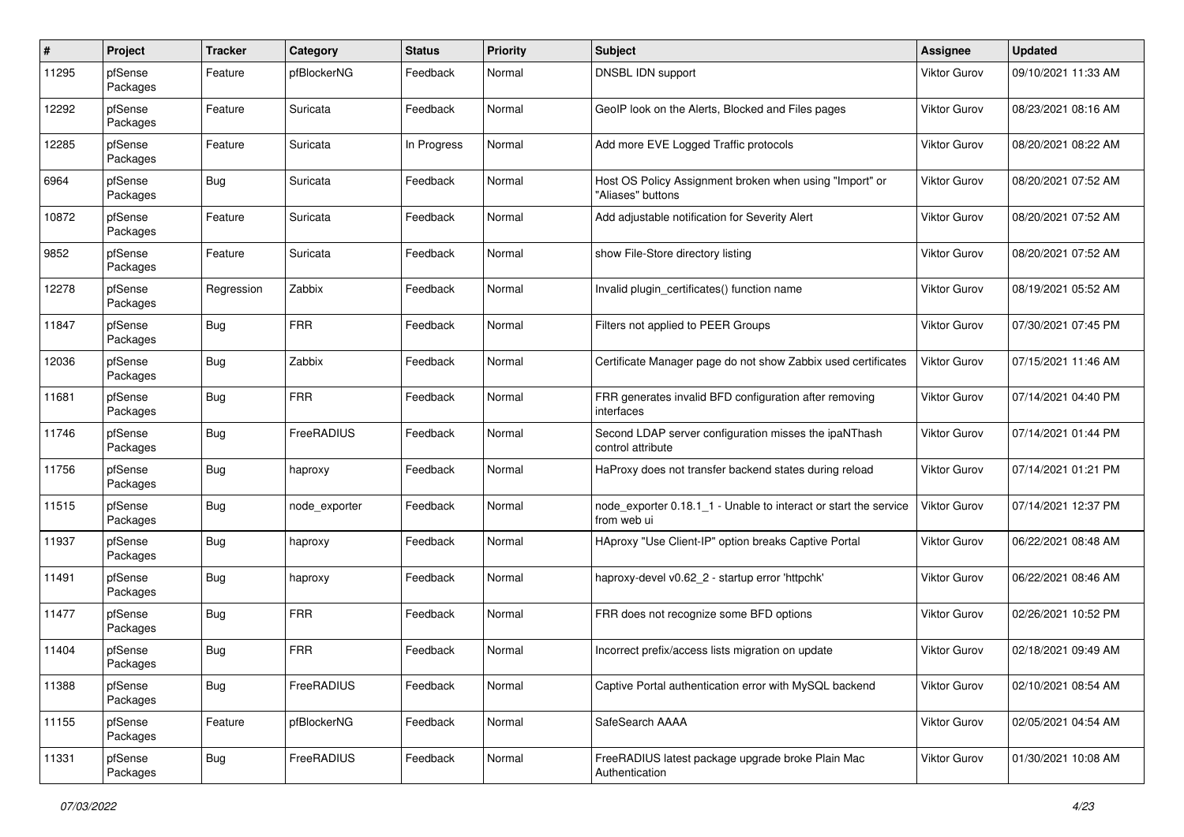| # | Project | Tracker | Category | Status | Priority | Subject | Assignee | Updated |
|---|---|---|---|---|---|---|---|---|
| 11295 | pfSense Packages | Feature | pfBlockerNG | Feedback | Normal | DNSBL IDN support | Viktor Gurov | 09/10/2021 11:33 AM |
| 12292 | pfSense Packages | Feature | Suricata | Feedback | Normal | GeoIP look on the Alerts, Blocked and Files pages | Viktor Gurov | 08/23/2021 08:16 AM |
| 12285 | pfSense Packages | Feature | Suricata | In Progress | Normal | Add more EVE Logged Traffic protocols | Viktor Gurov | 08/20/2021 08:22 AM |
| 6964 | pfSense Packages | Bug | Suricata | Feedback | Normal | Host OS Policy Assignment broken when using "Import" or "Aliases" buttons | Viktor Gurov | 08/20/2021 07:52 AM |
| 10872 | pfSense Packages | Feature | Suricata | Feedback | Normal | Add adjustable notification for Severity Alert | Viktor Gurov | 08/20/2021 07:52 AM |
| 9852 | pfSense Packages | Feature | Suricata | Feedback | Normal | show File-Store directory listing | Viktor Gurov | 08/20/2021 07:52 AM |
| 12278 | pfSense Packages | Regression | Zabbix | Feedback | Normal | Invalid plugin_certificates() function name | Viktor Gurov | 08/19/2021 05:52 AM |
| 11847 | pfSense Packages | Bug | FRR | Feedback | Normal | Filters not applied to PEER Groups | Viktor Gurov | 07/30/2021 07:45 PM |
| 12036 | pfSense Packages | Bug | Zabbix | Feedback | Normal | Certificate Manager page do not show Zabbix used certificates | Viktor Gurov | 07/15/2021 11:46 AM |
| 11681 | pfSense Packages | Bug | FRR | Feedback | Normal | FRR generates invalid BFD configuration after removing interfaces | Viktor Gurov | 07/14/2021 04:40 PM |
| 11746 | pfSense Packages | Bug | FreeRADIUS | Feedback | Normal | Second LDAP server configuration misses the ipaNThash control attribute | Viktor Gurov | 07/14/2021 01:44 PM |
| 11756 | pfSense Packages | Bug | haproxy | Feedback | Normal | HaProxy does not transfer backend states during reload | Viktor Gurov | 07/14/2021 01:21 PM |
| 11515 | pfSense Packages | Bug | node_exporter | Feedback | Normal | node_exporter 0.18.1_1 - Unable to interact or start the service from web ui | Viktor Gurov | 07/14/2021 12:37 PM |
| 11937 | pfSense Packages | Bug | haproxy | Feedback | Normal | HAproxy "Use Client-IP" option breaks Captive Portal | Viktor Gurov | 06/22/2021 08:48 AM |
| 11491 | pfSense Packages | Bug | haproxy | Feedback | Normal | haproxy-devel v0.62_2 - startup error 'httpchk' | Viktor Gurov | 06/22/2021 08:46 AM |
| 11477 | pfSense Packages | Bug | FRR | Feedback | Normal | FRR does not recognize some BFD options | Viktor Gurov | 02/26/2021 10:52 PM |
| 11404 | pfSense Packages | Bug | FRR | Feedback | Normal | Incorrect prefix/access lists migration on update | Viktor Gurov | 02/18/2021 09:49 AM |
| 11388 | pfSense Packages | Bug | FreeRADIUS | Feedback | Normal | Captive Portal authentication error with MySQL backend | Viktor Gurov | 02/10/2021 08:54 AM |
| 11155 | pfSense Packages | Feature | pfBlockerNG | Feedback | Normal | SafeSearch AAAA | Viktor Gurov | 02/05/2021 04:54 AM |
| 11331 | pfSense Packages | Bug | FreeRADIUS | Feedback | Normal | FreeRADIUS latest package upgrade broke Plain Mac Authentication | Viktor Gurov | 01/30/2021 10:08 AM |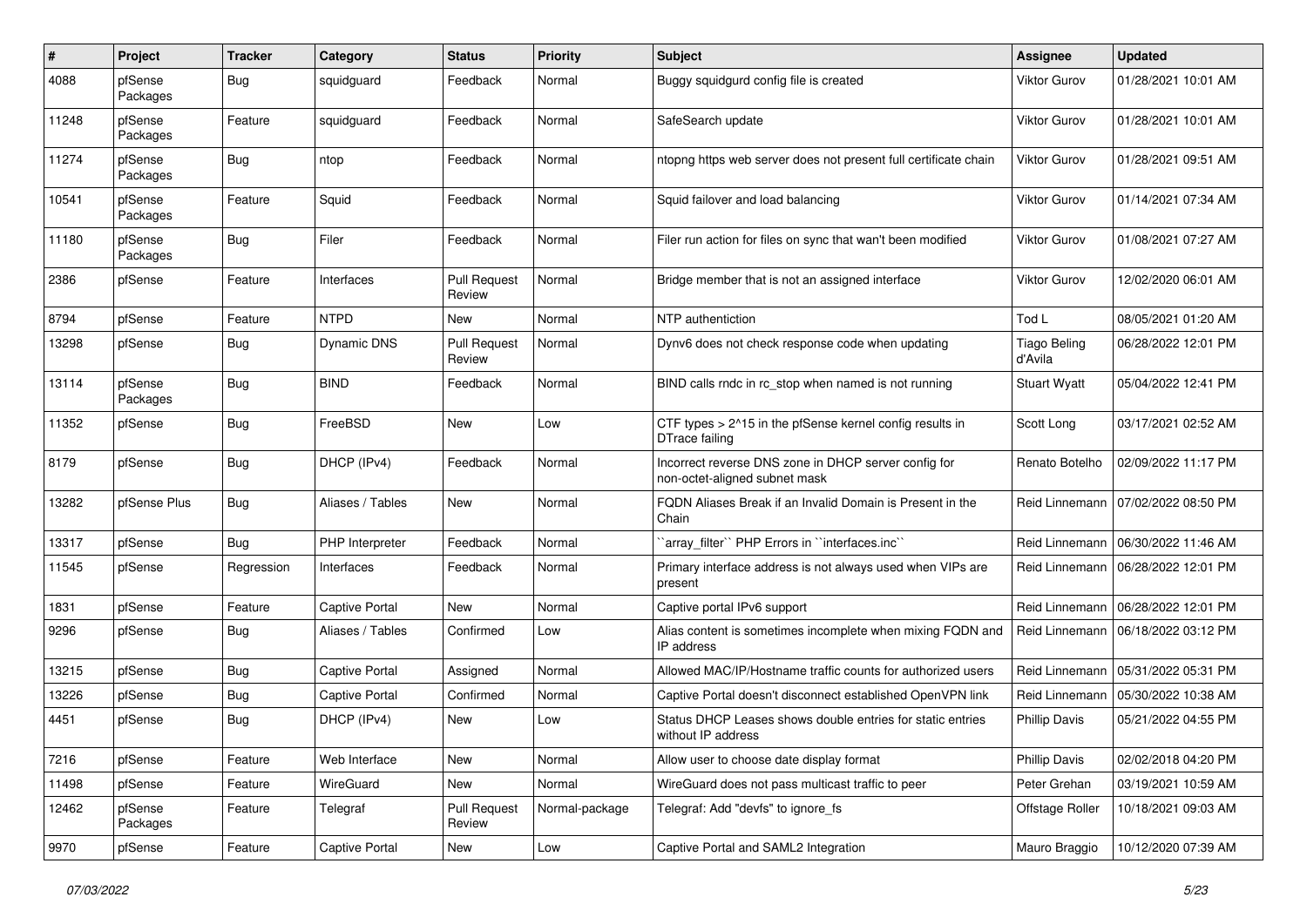| # | Project | Tracker | Category | Status | Priority | Subject | Assignee | Updated |
|---|---|---|---|---|---|---|---|---|
| 4088 | pfSense Packages | Bug | squidguard | Feedback | Normal | Buggy squidgurd config file is created | Viktor Gurov | 01/28/2021 10:01 AM |
| 11248 | pfSense Packages | Feature | squidguard | Feedback | Normal | SafeSearch update | Viktor Gurov | 01/28/2021 10:01 AM |
| 11274 | pfSense Packages | Bug | ntop | Feedback | Normal | ntopng https web server does not present full certificate chain | Viktor Gurov | 01/28/2021 09:51 AM |
| 10541 | pfSense Packages | Feature | Squid | Feedback | Normal | Squid failover and load balancing | Viktor Gurov | 01/14/2021 07:34 AM |
| 11180 | pfSense Packages | Bug | Filer | Feedback | Normal | Filer run action for files on sync that wan't been modified | Viktor Gurov | 01/08/2021 07:27 AM |
| 2386 | pfSense | Feature | Interfaces | Pull Request Review | Normal | Bridge member that is not an assigned interface | Viktor Gurov | 12/02/2020 06:01 AM |
| 8794 | pfSense | Feature | NTPD | New | Normal | NTP authentiction | Tod L | 08/05/2021 01:20 AM |
| 13298 | pfSense | Bug | Dynamic DNS | Pull Request Review | Normal | Dynv6 does not check response code when updating | Tiago Beling d'Avila | 06/28/2022 12:01 PM |
| 13114 | pfSense Packages | Bug | BIND | Feedback | Normal | BIND calls rndc in rc_stop when named is not running | Stuart Wyatt | 05/04/2022 12:41 PM |
| 11352 | pfSense | Bug | FreeBSD | New | Low | CTF types > 2^15 in the pfSense kernel config results in DTrace failing | Scott Long | 03/17/2021 02:52 AM |
| 8179 | pfSense | Bug | DHCP (IPv4) | Feedback | Normal | Incorrect reverse DNS zone in DHCP server config for non-octet-aligned subnet mask | Renato Botelho | 02/09/2022 11:17 PM |
| 13282 | pfSense Plus | Bug | Aliases / Tables | New | Normal | FQDN Aliases Break if an Invalid Domain is Present in the Chain | Reid Linnemann | 07/02/2022 08:50 PM |
| 13317 | pfSense | Bug | PHP Interpreter | Feedback | Normal | ``array_filter`` PHP Errors in ``interfaces.inc`` | Reid Linnemann | 06/30/2022 11:46 AM |
| 11545 | pfSense | Regression | Interfaces | Feedback | Normal | Primary interface address is not always used when VIPs are present | Reid Linnemann | 06/28/2022 12:01 PM |
| 1831 | pfSense | Feature | Captive Portal | New | Normal | Captive portal IPv6 support | Reid Linnemann | 06/28/2022 12:01 PM |
| 9296 | pfSense | Bug | Aliases / Tables | Confirmed | Low | Alias content is sometimes incomplete when mixing FQDN and IP address | Reid Linnemann | 06/18/2022 03:12 PM |
| 13215 | pfSense | Bug | Captive Portal | Assigned | Normal | Allowed MAC/IP/Hostname traffic counts for authorized users | Reid Linnemann | 05/31/2022 05:31 PM |
| 13226 | pfSense | Bug | Captive Portal | Confirmed | Normal | Captive Portal doesn't disconnect established OpenVPN link | Reid Linnemann | 05/30/2022 10:38 AM |
| 4451 | pfSense | Bug | DHCP (IPv4) | New | Low | Status DHCP Leases shows double entries for static entries without IP address | Phillip Davis | 05/21/2022 04:55 PM |
| 7216 | pfSense | Feature | Web Interface | New | Normal | Allow user to choose date display format | Phillip Davis | 02/02/2018 04:20 PM |
| 11498 | pfSense | Feature | WireGuard | New | Normal | WireGuard does not pass multicast traffic to peer | Peter Grehan | 03/19/2021 10:59 AM |
| 12462 | pfSense Packages | Feature | Telegraf | Pull Request Review | Normal-package | Telegraf: Add "devfs" to ignore_fs | Offstage Roller | 10/18/2021 09:03 AM |
| 9970 | pfSense | Feature | Captive Portal | New | Low | Captive Portal and SAML2 Integration | Mauro Braggio | 10/12/2020 07:39 AM |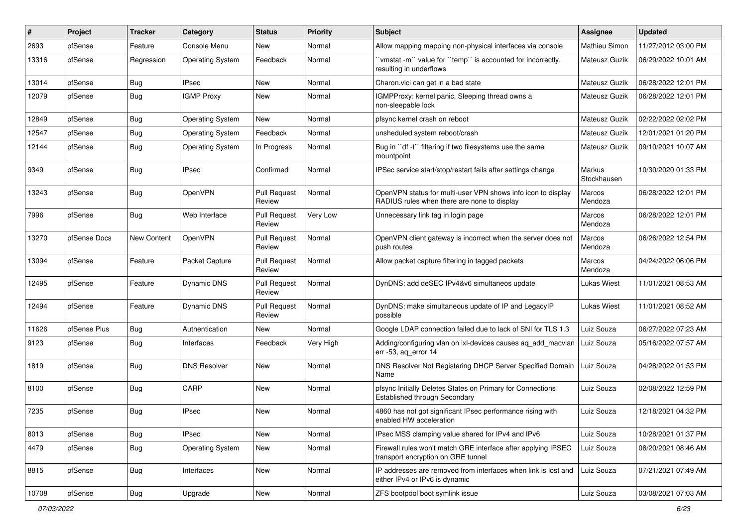| # | Project | Tracker | Category | Status | Priority | Subject | Assignee | Updated |
|---|---|---|---|---|---|---|---|---|
| 2693 | pfSense | Feature | Console Menu | New | Normal | Allow mapping mapping non-physical interfaces via console | Mathieu Simon | 11/27/2012 03:00 PM |
| 13316 | pfSense | Regression | Operating System | Feedback | Normal | ``vmstat -m`` value for ``temp`` is accounted for incorrectly, resulting in underflows | Mateusz Guzik | 06/29/2022 10:01 AM |
| 13014 | pfSense | Bug | IPsec | New | Normal | Charon.vici can get in a bad state | Mateusz Guzik | 06/28/2022 12:01 PM |
| 12079 | pfSense | Bug | IGMP Proxy | New | Normal | IGMPProxy: kernel panic, Sleeping thread owns a non-sleepable lock | Mateusz Guzik | 06/28/2022 12:01 PM |
| 12849 | pfSense | Bug | Operating System | New | Normal | pfsync kernel crash on reboot | Mateusz Guzik | 02/22/2022 02:02 PM |
| 12547 | pfSense | Bug | Operating System | Feedback | Normal | unsheduled system reboot/crash | Mateusz Guzik | 12/01/2021 01:20 PM |
| 12144 | pfSense | Bug | Operating System | In Progress | Normal | Bug in ``df -t`` filtering if two filesystems use the same mountpoint | Mateusz Guzik | 09/10/2021 10:07 AM |
| 9349 | pfSense | Bug | IPsec | Confirmed | Normal | IPSec service start/stop/restart fails after settings change | Markus Stockhausen | 10/30/2020 01:33 PM |
| 13243 | pfSense | Bug | OpenVPN | Pull Request Review | Normal | OpenVPN status for multi-user VPN shows info icon to display RADIUS rules when there are none to display | Marcos Mendoza | 06/28/2022 12:01 PM |
| 7996 | pfSense | Bug | Web Interface | Pull Request Review | Very Low | Unnecessary link tag in login page | Marcos Mendoza | 06/28/2022 12:01 PM |
| 13270 | pfSense Docs | New Content | OpenVPN | Pull Request Review | Normal | OpenVPN client gateway is incorrect when the server does not push routes | Marcos Mendoza | 06/26/2022 12:54 PM |
| 13094 | pfSense | Feature | Packet Capture | Pull Request Review | Normal | Allow packet capture filtering in tagged packets | Marcos Mendoza | 04/24/2022 06:06 PM |
| 12495 | pfSense | Feature | Dynamic DNS | Pull Request Review | Normal | DynDNS: add deSEC IPv4&v6 simultaneos update | Lukas Wiest | 11/01/2021 08:53 AM |
| 12494 | pfSense | Feature | Dynamic DNS | Pull Request Review | Normal | DynDNS: make simultaneous update of IP and LegacyIP possible | Lukas Wiest | 11/01/2021 08:52 AM |
| 11626 | pfSense Plus | Bug | Authentication | New | Normal | Google LDAP connection failed due to lack of SNI for TLS 1.3 | Luiz Souza | 06/27/2022 07:23 AM |
| 9123 | pfSense | Bug | Interfaces | Feedback | Very High | Adding/configuring vlan on ixl-devices causes aq_add_macvlan err -53, aq_error 14 | Luiz Souza | 05/16/2022 07:57 AM |
| 1819 | pfSense | Bug | DNS Resolver | New | Normal | DNS Resolver Not Registering DHCP Server Specified Domain Name | Luiz Souza | 04/28/2022 01:53 PM |
| 8100 | pfSense | Bug | CARP | New | Normal | pfsync Initially Deletes States on Primary for Connections Established through Secondary | Luiz Souza | 02/08/2022 12:59 PM |
| 7235 | pfSense | Bug | IPsec | New | Normal | 4860 has not got significant IPsec performance rising with enabled HW acceleration | Luiz Souza | 12/18/2021 04:32 PM |
| 8013 | pfSense | Bug | IPsec | New | Normal | IPsec MSS clamping value shared for IPv4 and IPv6 | Luiz Souza | 10/28/2021 01:37 PM |
| 4479 | pfSense | Bug | Operating System | New | Normal | Firewall rules won't match GRE interface after applying IPSEC transport encryption on GRE tunnel | Luiz Souza | 08/20/2021 08:46 AM |
| 8815 | pfSense | Bug | Interfaces | New | Normal | IP addresses are removed from interfaces when link is lost and either IPv4 or IPv6 is dynamic | Luiz Souza | 07/21/2021 07:49 AM |
| 10708 | pfSense | Bug | Upgrade | New | Normal | ZFS bootpool boot symlink issue | Luiz Souza | 03/08/2021 07:03 AM |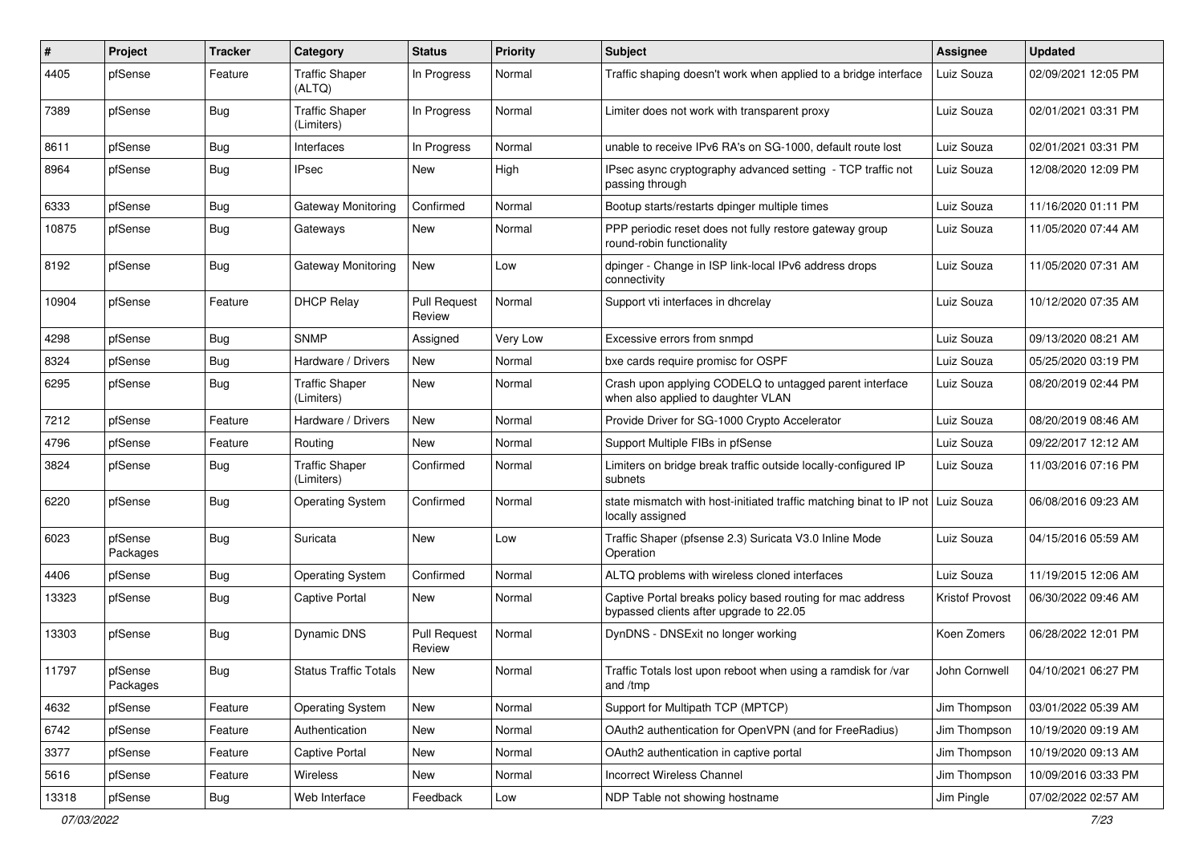| # | Project | Tracker | Category | Status | Priority | Subject | Assignee | Updated |
|---|---|---|---|---|---|---|---|---|
| 4405 | pfSense | Feature | Traffic Shaper (ALTQ) | In Progress | Normal | Traffic shaping doesn't work when applied to a bridge interface | Luiz Souza | 02/09/2021 12:05 PM |
| 7389 | pfSense | Bug | Traffic Shaper (Limiters) | In Progress | Normal | Limiter does not work with transparent proxy | Luiz Souza | 02/01/2021 03:31 PM |
| 8611 | pfSense | Bug | Interfaces | In Progress | Normal | unable to receive IPv6 RA's on SG-1000, default route lost | Luiz Souza | 02/01/2021 03:31 PM |
| 8964 | pfSense | Bug | IPsec | New | High | IPsec async cryptography advanced setting - TCP traffic not passing through | Luiz Souza | 12/08/2020 12:09 PM |
| 6333 | pfSense | Bug | Gateway Monitoring | Confirmed | Normal | Bootup starts/restarts dpinger multiple times | Luiz Souza | 11/16/2020 01:11 PM |
| 10875 | pfSense | Bug | Gateways | New | Normal | PPP periodic reset does not fully restore gateway group round-robin functionality | Luiz Souza | 11/05/2020 07:44 AM |
| 8192 | pfSense | Bug | Gateway Monitoring | New | Low | dpinger - Change in ISP link-local IPv6 address drops connectivity | Luiz Souza | 11/05/2020 07:31 AM |
| 10904 | pfSense | Feature | DHCP Relay | Pull Request Review | Normal | Support vti interfaces in dhcrelay | Luiz Souza | 10/12/2020 07:35 AM |
| 4298 | pfSense | Bug | SNMP | Assigned | Very Low | Excessive errors from snmpd | Luiz Souza | 09/13/2020 08:21 AM |
| 8324 | pfSense | Bug | Hardware / Drivers | New | Normal | bxe cards require promisc for OSPF | Luiz Souza | 05/25/2020 03:19 PM |
| 6295 | pfSense | Bug | Traffic Shaper (Limiters) | New | Normal | Crash upon applying CODELQ to untagged parent interface when also applied to daughter VLAN | Luiz Souza | 08/20/2019 02:44 PM |
| 7212 | pfSense | Feature | Hardware / Drivers | New | Normal | Provide Driver for SG-1000 Crypto Accelerator | Luiz Souza | 08/20/2019 08:46 AM |
| 4796 | pfSense | Feature | Routing | New | Normal | Support Multiple FIBs in pfSense | Luiz Souza | 09/22/2017 12:12 AM |
| 3824 | pfSense | Bug | Traffic Shaper (Limiters) | Confirmed | Normal | Limiters on bridge break traffic outside locally-configured IP subnets | Luiz Souza | 11/03/2016 07:16 PM |
| 6220 | pfSense | Bug | Operating System | Confirmed | Normal | state mismatch with host-initiated traffic matching binat to IP not locally assigned | Luiz Souza | 06/08/2016 09:23 AM |
| 6023 | pfSense Packages | Bug | Suricata | New | Low | Traffic Shaper (pfsense 2.3) Suricata V3.0 Inline Mode Operation | Luiz Souza | 04/15/2016 05:59 AM |
| 4406 | pfSense | Bug | Operating System | Confirmed | Normal | ALTQ problems with wireless cloned interfaces | Luiz Souza | 11/19/2015 12:06 AM |
| 13323 | pfSense | Bug | Captive Portal | New | Normal | Captive Portal breaks policy based routing for mac address bypassed clients after upgrade to 22.05 | Kristof Provost | 06/30/2022 09:46 AM |
| 13303 | pfSense | Bug | Dynamic DNS | Pull Request Review | Normal | DynDNS - DNSExit no longer working | Koen Zomers | 06/28/2022 12:01 PM |
| 11797 | pfSense Packages | Bug | Status Traffic Totals | New | Normal | Traffic Totals lost upon reboot when using a ramdisk for /var and /tmp | John Cornwell | 04/10/2021 06:27 PM |
| 4632 | pfSense | Feature | Operating System | New | Normal | Support for Multipath TCP (MPTCP) | Jim Thompson | 03/01/2022 05:39 AM |
| 6742 | pfSense | Feature | Authentication | New | Normal | OAuth2 authentication for OpenVPN (and for FreeRadius) | Jim Thompson | 10/19/2020 09:19 AM |
| 3377 | pfSense | Feature | Captive Portal | New | Normal | OAuth2 authentication in captive portal | Jim Thompson | 10/19/2020 09:13 AM |
| 5616 | pfSense | Feature | Wireless | New | Normal | Incorrect Wireless Channel | Jim Thompson | 10/09/2016 03:33 PM |
| 13318 | pfSense | Bug | Web Interface | Feedback | Low | NDP Table not showing hostname | Jim Pingle | 07/02/2022 02:57 AM |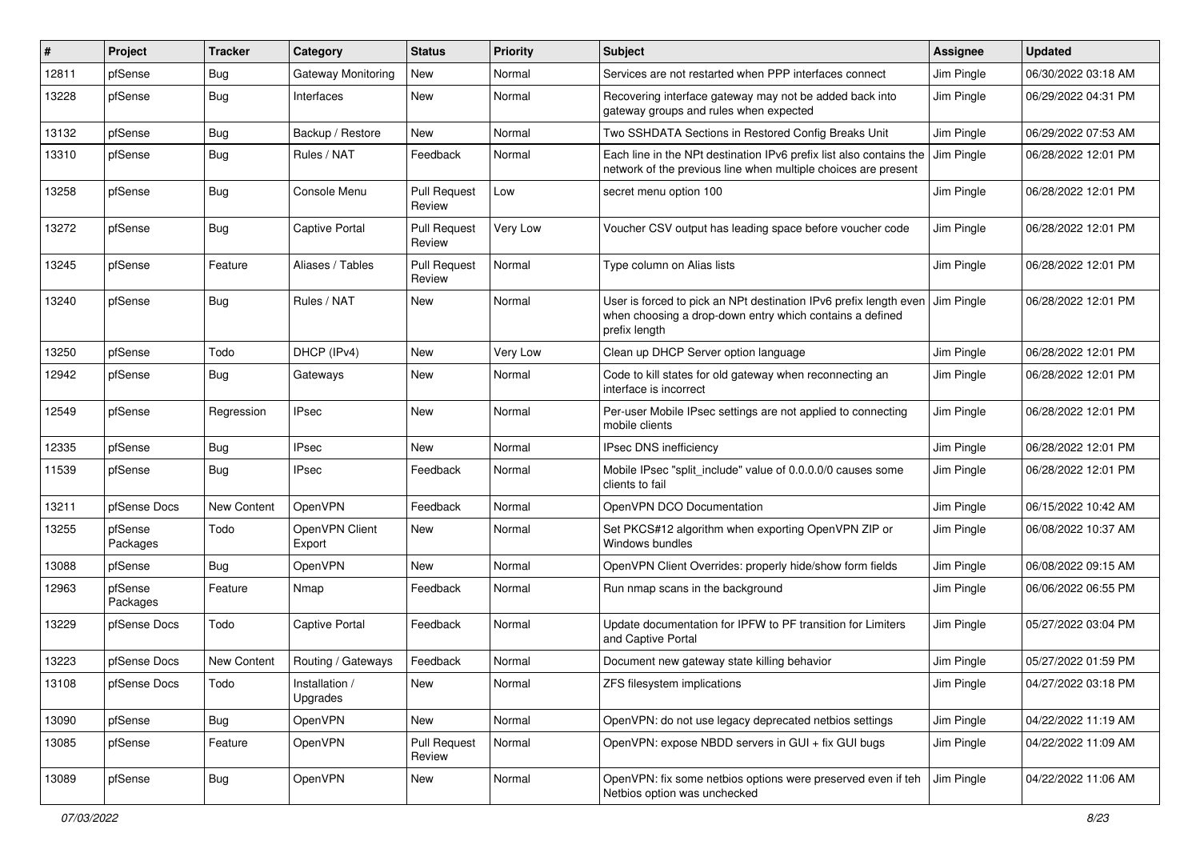| # | Project | Tracker | Category | Status | Priority | Subject | Assignee | Updated |
|---|---|---|---|---|---|---|---|---|
| 12811 | pfSense | Bug | Gateway Monitoring | New | Normal | Services are not restarted when PPP interfaces connect | Jim Pingle | 06/30/2022 03:18 AM |
| 13228 | pfSense | Bug | Interfaces | New | Normal | Recovering interface gateway may not be added back into gateway groups and rules when expected | Jim Pingle | 06/29/2022 04:31 PM |
| 13132 | pfSense | Bug | Backup / Restore | New | Normal | Two SSHDATA Sections in Restored Config Breaks Unit | Jim Pingle | 06/29/2022 07:53 AM |
| 13310 | pfSense | Bug | Rules / NAT | Feedback | Normal | Each line in the NPt destination IPv6 prefix list also contains the network of the previous line when multiple choices are present | Jim Pingle | 06/28/2022 12:01 PM |
| 13258 | pfSense | Bug | Console Menu | Pull Request Review | Low | secret menu option 100 | Jim Pingle | 06/28/2022 12:01 PM |
| 13272 | pfSense | Bug | Captive Portal | Pull Request Review | Very Low | Voucher CSV output has leading space before voucher code | Jim Pingle | 06/28/2022 12:01 PM |
| 13245 | pfSense | Feature | Aliases / Tables | Pull Request Review | Normal | Type column on Alias lists | Jim Pingle | 06/28/2022 12:01 PM |
| 13240 | pfSense | Bug | Rules / NAT | New | Normal | User is forced to pick an NPt destination IPv6 prefix length even when choosing a drop-down entry which contains a defined prefix length | Jim Pingle | 06/28/2022 12:01 PM |
| 13250 | pfSense | Todo | DHCP (IPv4) | New | Very Low | Clean up DHCP Server option language | Jim Pingle | 06/28/2022 12:01 PM |
| 12942 | pfSense | Bug | Gateways | New | Normal | Code to kill states for old gateway when reconnecting an interface is incorrect | Jim Pingle | 06/28/2022 12:01 PM |
| 12549 | pfSense | Regression | IPsec | New | Normal | Per-user Mobile IPsec settings are not applied to connecting mobile clients | Jim Pingle | 06/28/2022 12:01 PM |
| 12335 | pfSense | Bug | IPsec | New | Normal | IPsec DNS inefficiency | Jim Pingle | 06/28/2022 12:01 PM |
| 11539 | pfSense | Bug | IPsec | Feedback | Normal | Mobile IPsec "split_include" value of 0.0.0.0/0 causes some clients to fail | Jim Pingle | 06/28/2022 12:01 PM |
| 13211 | pfSense Docs | New Content | OpenVPN | Feedback | Normal | OpenVPN DCO Documentation | Jim Pingle | 06/15/2022 10:42 AM |
| 13255 | pfSense Packages | Todo | OpenVPN Client Export | New | Normal | Set PKCS#12 algorithm when exporting OpenVPN ZIP or Windows bundles | Jim Pingle | 06/08/2022 10:37 AM |
| 13088 | pfSense | Bug | OpenVPN | New | Normal | OpenVPN Client Overrides: properly hide/show form fields | Jim Pingle | 06/08/2022 09:15 AM |
| 12963 | pfSense Packages | Feature | Nmap | Feedback | Normal | Run nmap scans in the background | Jim Pingle | 06/06/2022 06:55 PM |
| 13229 | pfSense Docs | Todo | Captive Portal | Feedback | Normal | Update documentation for IPFW to PF transition for Limiters and Captive Portal | Jim Pingle | 05/27/2022 03:04 PM |
| 13223 | pfSense Docs | New Content | Routing / Gateways | Feedback | Normal | Document new gateway state killing behavior | Jim Pingle | 05/27/2022 01:59 PM |
| 13108 | pfSense Docs | Todo | Installation / Upgrades | New | Normal | ZFS filesystem implications | Jim Pingle | 04/27/2022 03:18 PM |
| 13090 | pfSense | Bug | OpenVPN | New | Normal | OpenVPN: do not use legacy deprecated netbios settings | Jim Pingle | 04/22/2022 11:19 AM |
| 13085 | pfSense | Feature | OpenVPN | Pull Request Review | Normal | OpenVPN: expose NBDD servers in GUI + fix GUI bugs | Jim Pingle | 04/22/2022 11:09 AM |
| 13089 | pfSense | Bug | OpenVPN | New | Normal | OpenVPN: fix some netbios options were preserved even if teh Netbios option was unchecked | Jim Pingle | 04/22/2022 11:06 AM |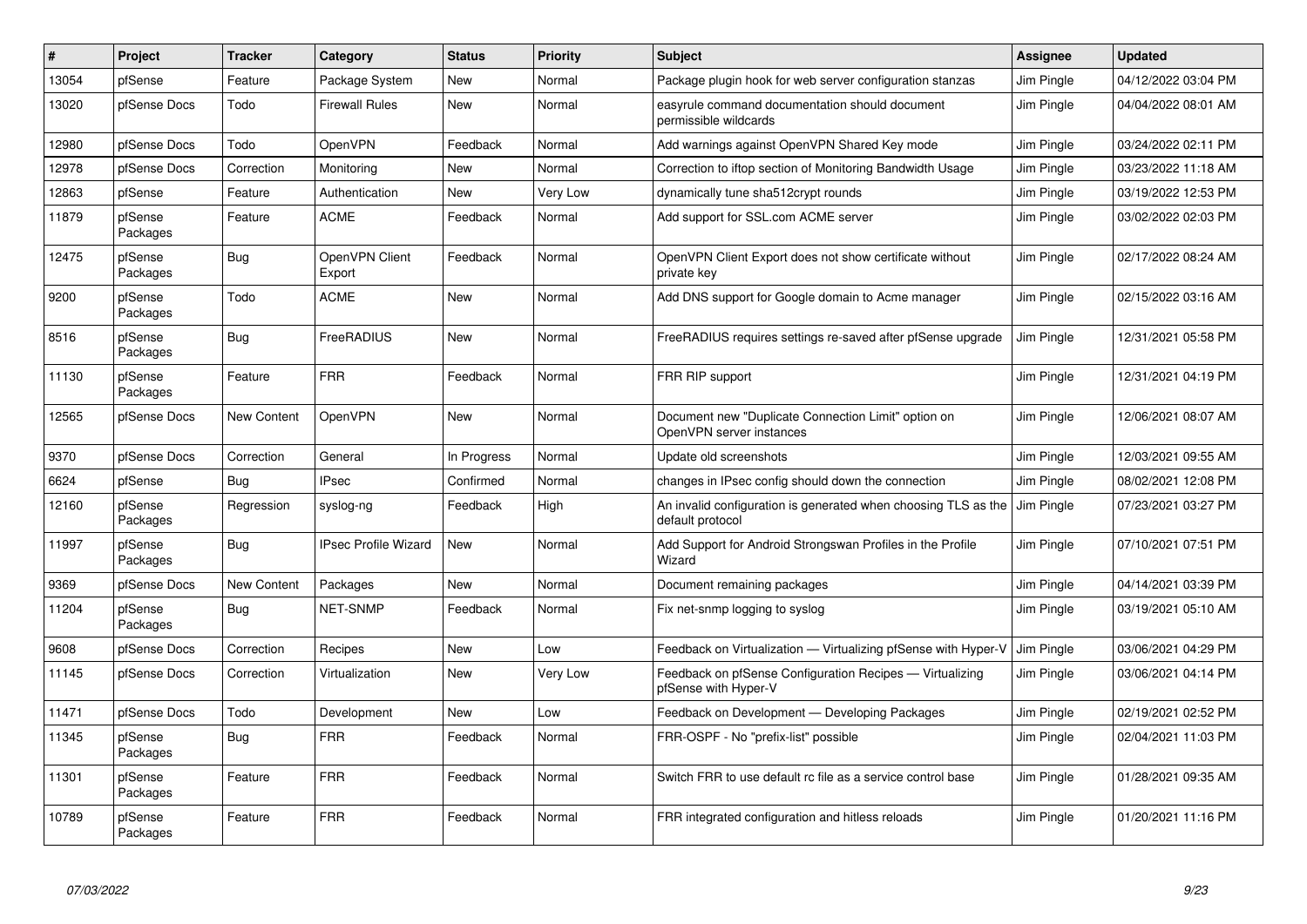| # | Project | Tracker | Category | Status | Priority | Subject | Assignee | Updated |
|---|---|---|---|---|---|---|---|---|
| 13054 | pfSense | Feature | Package System | New | Normal | Package plugin hook for web server configuration stanzas | Jim Pingle | 04/12/2022 03:04 PM |
| 13020 | pfSense Docs | Todo | Firewall Rules | New | Normal | easyrule command documentation should document permissible wildcards | Jim Pingle | 04/04/2022 08:01 AM |
| 12980 | pfSense Docs | Todo | OpenVPN | Feedback | Normal | Add warnings against OpenVPN Shared Key mode | Jim Pingle | 03/24/2022 02:11 PM |
| 12978 | pfSense Docs | Correction | Monitoring | New | Normal | Correction to iftop section of Monitoring Bandwidth Usage | Jim Pingle | 03/23/2022 11:18 AM |
| 12863 | pfSense | Feature | Authentication | New | Very Low | dynamically tune sha512crypt rounds | Jim Pingle | 03/19/2022 12:53 PM |
| 11879 | pfSense Packages | Feature | ACME | Feedback | Normal | Add support for SSL.com ACME server | Jim Pingle | 03/02/2022 02:03 PM |
| 12475 | pfSense Packages | Bug | OpenVPN Client Export | Feedback | Normal | OpenVPN Client Export does not show certificate without private key | Jim Pingle | 02/17/2022 08:24 AM |
| 9200 | pfSense Packages | Todo | ACME | New | Normal | Add DNS support for Google domain to Acme manager | Jim Pingle | 02/15/2022 03:16 AM |
| 8516 | pfSense Packages | Bug | FreeRADIUS | New | Normal | FreeRADIUS requires settings re-saved after pfSense upgrade | Jim Pingle | 12/31/2021 05:58 PM |
| 11130 | pfSense Packages | Feature | FRR | Feedback | Normal | FRR RIP support | Jim Pingle | 12/31/2021 04:19 PM |
| 12565 | pfSense Docs | New Content | OpenVPN | New | Normal | Document new "Duplicate Connection Limit" option on OpenVPN server instances | Jim Pingle | 12/06/2021 08:07 AM |
| 9370 | pfSense Docs | Correction | General | In Progress | Normal | Update old screenshots | Jim Pingle | 12/03/2021 09:55 AM |
| 6624 | pfSense | Bug | IPsec | Confirmed | Normal | changes in IPsec config should down the connection | Jim Pingle | 08/02/2021 12:08 PM |
| 12160 | pfSense Packages | Regression | syslog-ng | Feedback | High | An invalid configuration is generated when choosing TLS as the default protocol | Jim Pingle | 07/23/2021 03:27 PM |
| 11997 | pfSense Packages | Bug | IPsec Profile Wizard | New | Normal | Add Support for Android Strongswan Profiles in the Profile Wizard | Jim Pingle | 07/10/2021 07:51 PM |
| 9369 | pfSense Docs | New Content | Packages | New | Normal | Document remaining packages | Jim Pingle | 04/14/2021 03:39 PM |
| 11204 | pfSense Packages | Bug | NET-SNMP | Feedback | Normal | Fix net-snmp logging to syslog | Jim Pingle | 03/19/2021 05:10 AM |
| 9608 | pfSense Docs | Correction | Recipes | New | Low | Feedback on Virtualization — Virtualizing pfSense with Hyper-V | Jim Pingle | 03/06/2021 04:29 PM |
| 11145 | pfSense Docs | Correction | Virtualization | New | Very Low | Feedback on pfSense Configuration Recipes — Virtualizing pfSense with Hyper-V | Jim Pingle | 03/06/2021 04:14 PM |
| 11471 | pfSense Docs | Todo | Development | New | Low | Feedback on Development — Developing Packages | Jim Pingle | 02/19/2021 02:52 PM |
| 11345 | pfSense Packages | Bug | FRR | Feedback | Normal | FRR-OSPF - No "prefix-list" possible | Jim Pingle | 02/04/2021 11:03 PM |
| 11301 | pfSense Packages | Feature | FRR | Feedback | Normal | Switch FRR to use default rc file as a service control base | Jim Pingle | 01/28/2021 09:35 AM |
| 10789 | pfSense Packages | Feature | FRR | Feedback | Normal | FRR integrated configuration and hitless reloads | Jim Pingle | 01/20/2021 11:16 PM |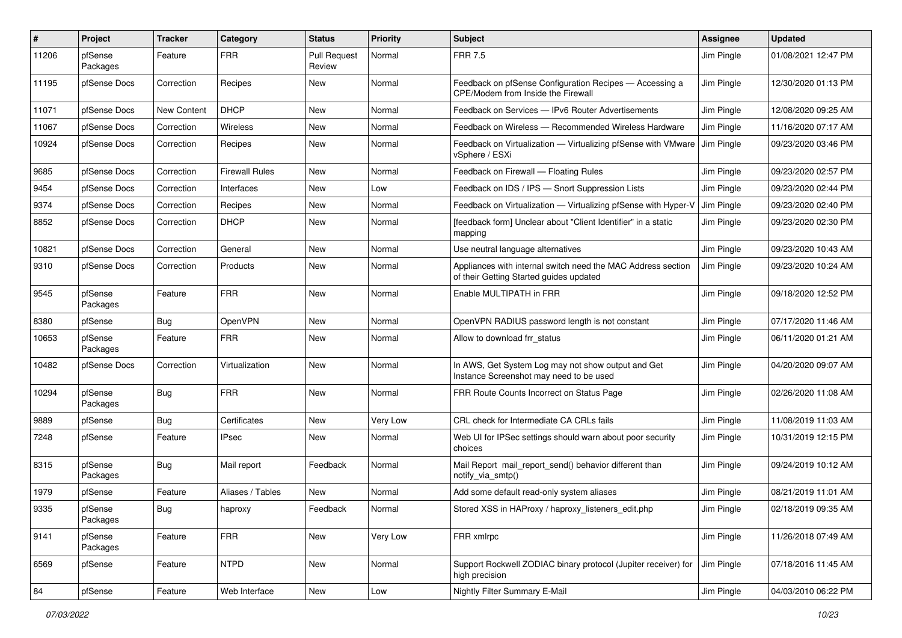| # | Project | Tracker | Category | Status | Priority | Subject | Assignee | Updated |
|---|---|---|---|---|---|---|---|---|
| 11206 | pfSense Packages | Feature | FRR | Pull Request Review | Normal | FRR 7.5 | Jim Pingle | 01/08/2021 12:47 PM |
| 11195 | pfSense Docs | Correction | Recipes | New | Normal | Feedback on pfSense Configuration Recipes — Accessing a CPE/Modem from Inside the Firewall | Jim Pingle | 12/30/2020 01:13 PM |
| 11071 | pfSense Docs | New Content | DHCP | New | Normal | Feedback on Services — IPv6 Router Advertisements | Jim Pingle | 12/08/2020 09:25 AM |
| 11067 | pfSense Docs | Correction | Wireless | New | Normal | Feedback on Wireless — Recommended Wireless Hardware | Jim Pingle | 11/16/2020 07:17 AM |
| 10924 | pfSense Docs | Correction | Recipes | New | Normal | Feedback on Virtualization — Virtualizing pfSense with VMware vSphere / ESXi | Jim Pingle | 09/23/2020 03:46 PM |
| 9685 | pfSense Docs | Correction | Firewall Rules | New | Normal | Feedback on Firewall — Floating Rules | Jim Pingle | 09/23/2020 02:57 PM |
| 9454 | pfSense Docs | Correction | Interfaces | New | Low | Feedback on IDS / IPS — Snort Suppression Lists | Jim Pingle | 09/23/2020 02:44 PM |
| 9374 | pfSense Docs | Correction | Recipes | New | Normal | Feedback on Virtualization — Virtualizing pfSense with Hyper-V | Jim Pingle | 09/23/2020 02:40 PM |
| 8852 | pfSense Docs | Correction | DHCP | New | Normal | [feedback form] Unclear about "Client Identifier" in a static mapping | Jim Pingle | 09/23/2020 02:30 PM |
| 10821 | pfSense Docs | Correction | General | New | Normal | Use neutral language alternatives | Jim Pingle | 09/23/2020 10:43 AM |
| 9310 | pfSense Docs | Correction | Products | New | Normal | Appliances with internal switch need the MAC Address section of their Getting Started guides updated | Jim Pingle | 09/23/2020 10:24 AM |
| 9545 | pfSense Packages | Feature | FRR | New | Normal | Enable MULTIPATH in FRR | Jim Pingle | 09/18/2020 12:52 PM |
| 8380 | pfSense | Bug | OpenVPN | New | Normal | OpenVPN RADIUS password length is not constant | Jim Pingle | 07/17/2020 11:46 AM |
| 10653 | pfSense Packages | Feature | FRR | New | Normal | Allow to download frr_status | Jim Pingle | 06/11/2020 01:21 AM |
| 10482 | pfSense Docs | Correction | Virtualization | New | Normal | In AWS, Get System Log may not show output and Get Instance Screenshot may need to be used | Jim Pingle | 04/20/2020 09:07 AM |
| 10294 | pfSense Packages | Bug | FRR | New | Normal | FRR Route Counts Incorrect on Status Page | Jim Pingle | 02/26/2020 11:08 AM |
| 9889 | pfSense | Bug | Certificates | New | Very Low | CRL check for Intermediate CA CRLs fails | Jim Pingle | 11/08/2019 11:03 AM |
| 7248 | pfSense | Feature | IPsec | New | Normal | Web UI for IPSec settings should warn about poor security choices | Jim Pingle | 10/31/2019 12:15 PM |
| 8315 | pfSense Packages | Bug | Mail report | Feedback | Normal | Mail Report mail_report_send() behavior different than notify_via_smtp() | Jim Pingle | 09/24/2019 10:12 AM |
| 1979 | pfSense | Feature | Aliases / Tables | New | Normal | Add some default read-only system aliases | Jim Pingle | 08/21/2019 11:01 AM |
| 9335 | pfSense Packages | Bug | haproxy | Feedback | Normal | Stored XSS in HAProxy / haproxy_listeners_edit.php | Jim Pingle | 02/18/2019 09:35 AM |
| 9141 | pfSense Packages | Feature | FRR | New | Very Low | FRR xmlrpc | Jim Pingle | 11/26/2018 07:49 AM |
| 6569 | pfSense | Feature | NTPD | New | Normal | Support Rockwell ZODIAC binary protocol (Jupiter receiver) for high precision | Jim Pingle | 07/18/2016 11:45 AM |
| 84 | pfSense | Feature | Web Interface | New | Low | Nightly Filter Summary E-Mail | Jim Pingle | 04/03/2010 06:22 PM |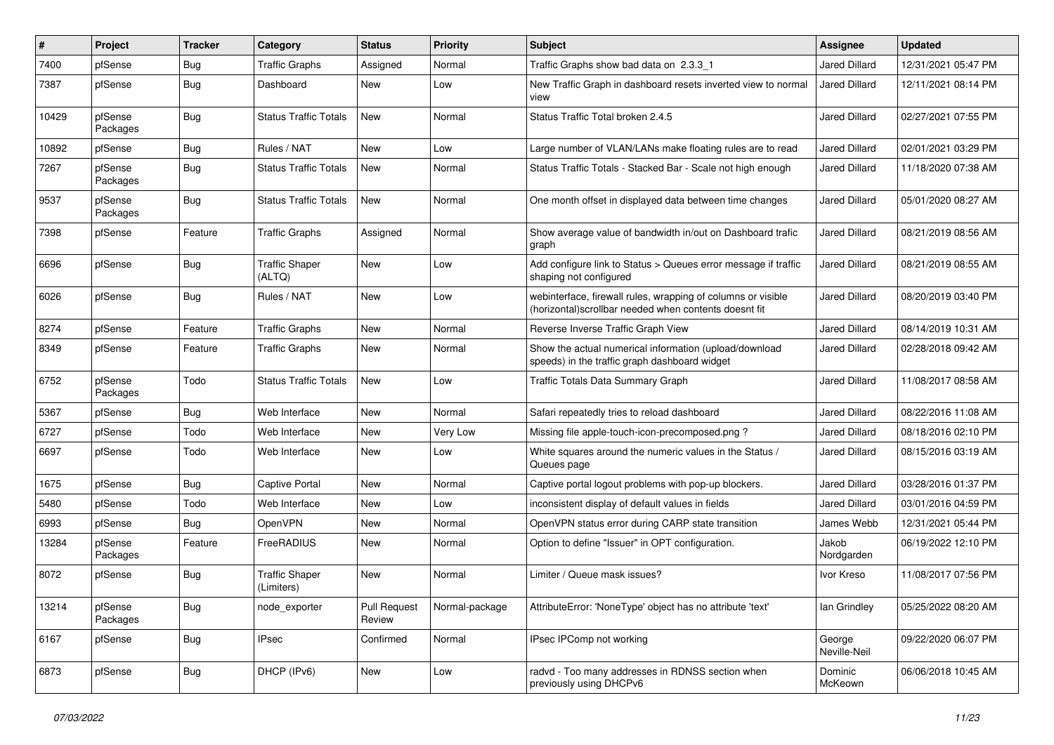| # | Project | Tracker | Category | Status | Priority | Subject | Assignee | Updated |
|---|---|---|---|---|---|---|---|---|
| 7400 | pfSense | Bug | Traffic Graphs | Assigned | Normal | Traffic Graphs show bad data on 2.3.3_1 | Jared Dillard | 12/31/2021 05:47 PM |
| 7387 | pfSense | Bug | Dashboard | New | Low | New Traffic Graph in dashboard resets inverted view to normal view | Jared Dillard | 12/11/2021 08:14 PM |
| 10429 | pfSense Packages | Bug | Status Traffic Totals | New | Normal | Status Traffic Total broken 2.4.5 | Jared Dillard | 02/27/2021 07:55 PM |
| 10892 | pfSense | Bug | Rules / NAT | New | Low | Large number of VLAN/LANs make floating rules are to read | Jared Dillard | 02/01/2021 03:29 PM |
| 7267 | pfSense Packages | Bug | Status Traffic Totals | New | Normal | Status Traffic Totals - Stacked Bar - Scale not high enough | Jared Dillard | 11/18/2020 07:38 AM |
| 9537 | pfSense Packages | Bug | Status Traffic Totals | New | Normal | One month offset in displayed data between time changes | Jared Dillard | 05/01/2020 08:27 AM |
| 7398 | pfSense | Feature | Traffic Graphs | Assigned | Normal | Show average value of bandwidth in/out on Dashboard trafic graph | Jared Dillard | 08/21/2019 08:56 AM |
| 6696 | pfSense | Bug | Traffic Shaper (ALTQ) | New | Low | Add configure link to Status > Queues error message if traffic shaping not configured | Jared Dillard | 08/21/2019 08:55 AM |
| 6026 | pfSense | Bug | Rules / NAT | New | Low | webinterface, firewall rules, wrapping of columns or visible (horizontal)scrollbar needed when contents doesnt fit | Jared Dillard | 08/20/2019 03:40 PM |
| 8274 | pfSense | Feature | Traffic Graphs | New | Normal | Reverse Inverse Traffic Graph View | Jared Dillard | 08/14/2019 10:31 AM |
| 8349 | pfSense | Feature | Traffic Graphs | New | Normal | Show the actual numerical information (upload/download speeds) in the traffic graph dashboard widget | Jared Dillard | 02/28/2018 09:42 AM |
| 6752 | pfSense Packages | Todo | Status Traffic Totals | New | Low | Traffic Totals Data Summary Graph | Jared Dillard | 11/08/2017 08:58 AM |
| 5367 | pfSense | Bug | Web Interface | New | Normal | Safari repeatedly tries to reload dashboard | Jared Dillard | 08/22/2016 11:08 AM |
| 6727 | pfSense | Todo | Web Interface | New | Very Low | Missing file apple-touch-icon-precomposed.png ? | Jared Dillard | 08/18/2016 02:10 PM |
| 6697 | pfSense | Todo | Web Interface | New | Low | White squares around the numeric values in the Status / Queues page | Jared Dillard | 08/15/2016 03:19 AM |
| 1675 | pfSense | Bug | Captive Portal | New | Normal | Captive portal logout problems with pop-up blockers. | Jared Dillard | 03/28/2016 01:37 PM |
| 5480 | pfSense | Todo | Web Interface | New | Low | inconsistent display of default values in fields | Jared Dillard | 03/01/2016 04:59 PM |
| 6993 | pfSense | Bug | OpenVPN | New | Normal | OpenVPN status error during CARP state transition | James Webb | 12/31/2021 05:44 PM |
| 13284 | pfSense Packages | Feature | FreeRADIUS | New | Normal | Option to define "Issuer" in OPT configuration. | Jakob Nordgarden | 06/19/2022 12:10 PM |
| 8072 | pfSense | Bug | Traffic Shaper (Limiters) | New | Normal | Limiter / Queue mask issues? | Ivor Kreso | 11/08/2017 07:56 PM |
| 13214 | pfSense Packages | Bug | node_exporter | Pull Request Review | Normal-package | AttributeError: 'NoneType' object has no attribute 'text' | Ian Grindley | 05/25/2022 08:20 AM |
| 6167 | pfSense | Bug | IPsec | Confirmed | Normal | IPsec IPComp not working | George Neville-Neil | 09/22/2020 06:07 PM |
| 6873 | pfSense | Bug | DHCP (IPv6) | New | Low | radvd - Too many addresses in RDNSS section when previously using DHCPv6 | Dominic McKeown | 06/06/2018 10:45 AM |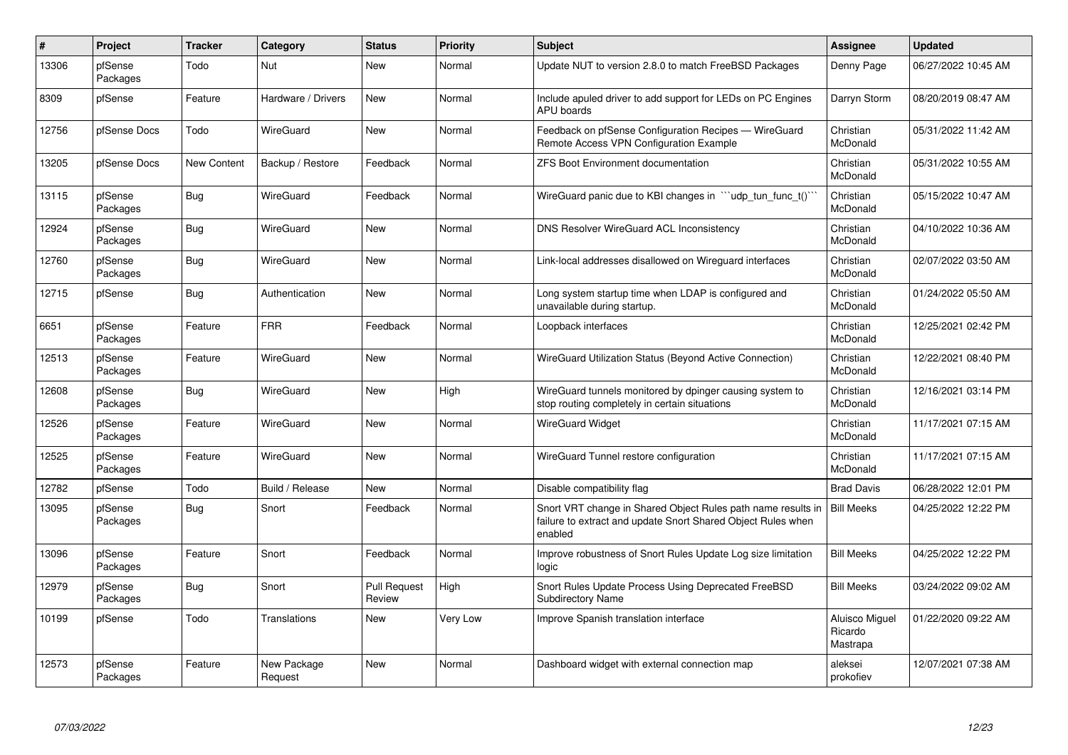| # | Project | Tracker | Category | Status | Priority | Subject | Assignee | Updated |
|---|---|---|---|---|---|---|---|---|
| 13306 | pfSense Packages | Todo | Nut | New | Normal | Update NUT to version 2.8.0 to match FreeBSD Packages | Denny Page | 06/27/2022 10:45 AM |
| 8309 | pfSense | Feature | Hardware / Drivers | New | Normal | Include apuled driver to add support for LEDs on PC Engines APU boards | Darryn Storm | 08/20/2019 08:47 AM |
| 12756 | pfSense Docs | Todo | WireGuard | New | Normal | Feedback on pfSense Configuration Recipes — WireGuard Remote Access VPN Configuration Example | Christian McDonald | 05/31/2022 11:42 AM |
| 13205 | pfSense Docs | New Content | Backup / Restore | Feedback | Normal | ZFS Boot Environment documentation | Christian McDonald | 05/31/2022 10:55 AM |
| 13115 | pfSense Packages | Bug | WireGuard | Feedback | Normal | WireGuard panic due to KBI changes in ```udp_tun_func_t()``` | Christian McDonald | 05/15/2022 10:47 AM |
| 12924 | pfSense Packages | Bug | WireGuard | New | Normal | DNS Resolver WireGuard ACL Inconsistency | Christian McDonald | 04/10/2022 10:36 AM |
| 12760 | pfSense Packages | Bug | WireGuard | New | Normal | Link-local addresses disallowed on Wireguard interfaces | Christian McDonald | 02/07/2022 03:50 AM |
| 12715 | pfSense | Bug | Authentication | New | Normal | Long system startup time when LDAP is configured and unavailable during startup. | Christian McDonald | 01/24/2022 05:50 AM |
| 6651 | pfSense Packages | Feature | FRR | Feedback | Normal | Loopback interfaces | Christian McDonald | 12/25/2021 02:42 PM |
| 12513 | pfSense Packages | Feature | WireGuard | New | Normal | WireGuard Utilization Status (Beyond Active Connection) | Christian McDonald | 12/22/2021 08:40 PM |
| 12608 | pfSense Packages | Bug | WireGuard | New | High | WireGuard tunnels monitored by dpinger causing system to stop routing completely in certain situations | Christian McDonald | 12/16/2021 03:14 PM |
| 12526 | pfSense Packages | Feature | WireGuard | New | Normal | WireGuard Widget | Christian McDonald | 11/17/2021 07:15 AM |
| 12525 | pfSense Packages | Feature | WireGuard | New | Normal | WireGuard Tunnel restore configuration | Christian McDonald | 11/17/2021 07:15 AM |
| 12782 | pfSense | Todo | Build / Release | New | Normal | Disable compatibility flag | Brad Davis | 06/28/2022 12:01 PM |
| 13095 | pfSense Packages | Bug | Snort | Feedback | Normal | Snort VRT change in Shared Object Rules path name results in failure to extract and update Snort Shared Object Rules when enabled | Bill Meeks | 04/25/2022 12:22 PM |
| 13096 | pfSense Packages | Feature | Snort | Feedback | Normal | Improve robustness of Snort Rules Update Log size limitation logic | Bill Meeks | 04/25/2022 12:22 PM |
| 12979 | pfSense Packages | Bug | Snort | Pull Request Review | High | Snort Rules Update Process Using Deprecated FreeBSD Subdirectory Name | Bill Meeks | 03/24/2022 09:02 AM |
| 10199 | pfSense | Todo | Translations | New | Very Low | Improve Spanish translation interface | Aluisco Miguel Ricardo Mastrapa | 01/22/2020 09:22 AM |
| 12573 | pfSense Packages | Feature | New Package Request | New | Normal | Dashboard widget with external connection map | aleksei prokofiev | 12/07/2021 07:38 AM |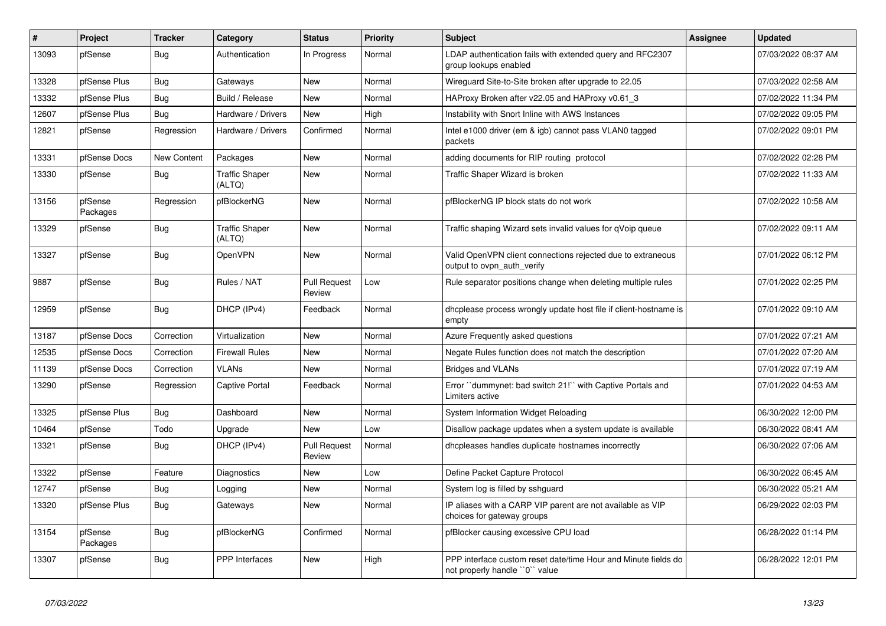| # | Project | Tracker | Category | Status | Priority | Subject | Assignee | Updated |
|---|---|---|---|---|---|---|---|---|
| 13093 | pfSense | Bug | Authentication | In Progress | Normal | LDAP authentication fails with extended query and RFC2307 group lookups enabled | | 07/03/2022 08:37 AM |
| 13328 | pfSense Plus | Bug | Gateways | New | Normal | Wireguard Site-to-Site broken after upgrade to 22.05 | | 07/03/2022 02:58 AM |
| 13332 | pfSense Plus | Bug | Build / Release | New | Normal | HAProxy Broken after v22.05 and HAProxy v0.61_3 | | 07/02/2022 11:34 PM |
| 12607 | pfSense Plus | Bug | Hardware / Drivers | New | High | Instability with Snort Inline with AWS Instances | | 07/02/2022 09:05 PM |
| 12821 | pfSense | Regression | Hardware / Drivers | Confirmed | Normal | Intel e1000 driver (em & igb) cannot pass VLAN0 tagged packets | | 07/02/2022 09:01 PM |
| 13331 | pfSense Docs | New Content | Packages | New | Normal | adding documents for RIP routing protocol | | 07/02/2022 02:28 PM |
| 13330 | pfSense | Bug | Traffic Shaper (ALTQ) | New | Normal | Traffic Shaper Wizard is broken | | 07/02/2022 11:33 AM |
| 13156 | pfSense Packages | Regression | pfBlockerNG | New | Normal | pfBlockerNG IP block stats do not work | | 07/02/2022 10:58 AM |
| 13329 | pfSense | Bug | Traffic Shaper (ALTQ) | New | Normal | Traffic shaping Wizard sets invalid values for qVoip queue | | 07/02/2022 09:11 AM |
| 13327 | pfSense | Bug | OpenVPN | New | Normal | Valid OpenVPN client connections rejected due to extraneous output to ovpn_auth_verify | | 07/01/2022 06:12 PM |
| 9887 | pfSense | Bug | Rules / NAT | Pull Request Review | Low | Rule separator positions change when deleting multiple rules | | 07/01/2022 02:25 PM |
| 12959 | pfSense | Bug | DHCP (IPv4) | Feedback | Normal | dhcplease process wrongly update host file if client-hostname is empty | | 07/01/2022 09:10 AM |
| 13187 | pfSense Docs | Correction | Virtualization | New | Normal | Azure Frequently asked questions | | 07/01/2022 07:21 AM |
| 12535 | pfSense Docs | Correction | Firewall Rules | New | Normal | Negate Rules function does not match the description | | 07/01/2022 07:20 AM |
| 11139 | pfSense Docs | Correction | VLANs | New | Normal | Bridges and VLANs | | 07/01/2022 07:19 AM |
| 13290 | pfSense | Regression | Captive Portal | Feedback | Normal | Error ``dummynet: bad switch 21!`` with Captive Portals and Limiters active | | 07/01/2022 04:53 AM |
| 13325 | pfSense Plus | Bug | Dashboard | New | Normal | System Information Widget Reloading | | 06/30/2022 12:00 PM |
| 10464 | pfSense | Todo | Upgrade | New | Low | Disallow package updates when a system update is available | | 06/30/2022 08:41 AM |
| 13321 | pfSense | Bug | DHCP (IPv4) | Pull Request Review | Normal | dhcpleases handles duplicate hostnames incorrectly | | 06/30/2022 07:06 AM |
| 13322 | pfSense | Feature | Diagnostics | New | Low | Define Packet Capture Protocol | | 06/30/2022 06:45 AM |
| 12747 | pfSense | Bug | Logging | New | Normal | System log is filled by sshguard | | 06/30/2022 05:21 AM |
| 13320 | pfSense Plus | Bug | Gateways | New | Normal | IP aliases with a CARP VIP parent are not available as VIP choices for gateway groups | | 06/29/2022 02:03 PM |
| 13154 | pfSense Packages | Bug | pfBlockerNG | Confirmed | Normal | pfBlocker causing excessive CPU load | | 06/28/2022 01:14 PM |
| 13307 | pfSense | Bug | PPP Interfaces | New | High | PPP interface custom reset date/time Hour and Minute fields do not properly handle ``0`` value | | 06/28/2022 12:01 PM |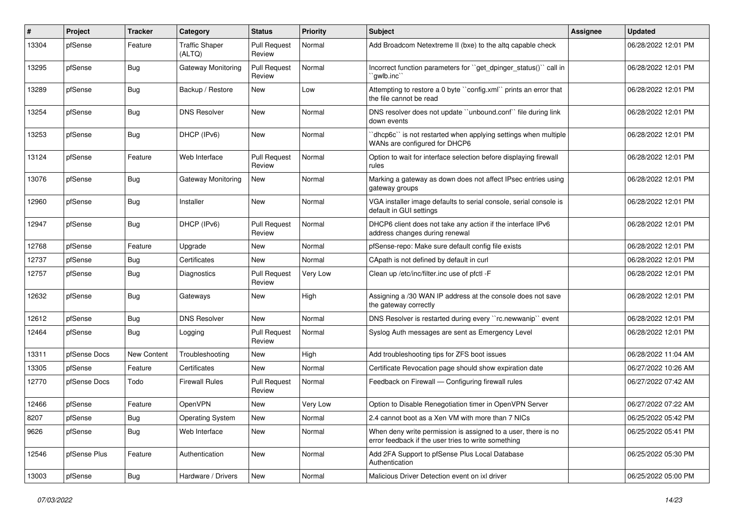| # | Project | Tracker | Category | Status | Priority | Subject | Assignee | Updated |
|---|---|---|---|---|---|---|---|---|
| 13304 | pfSense | Feature | Traffic Shaper (ALTQ) | Pull Request Review | Normal | Add Broadcom Netextreme II (bxe) to the altq capable check | | 06/28/2022 12:01 PM |
| 13295 | pfSense | Bug | Gateway Monitoring | Pull Request Review | Normal | Incorrect function parameters for ``get_dpinger_status()`` call in ``gwlb.inc`` | | 06/28/2022 12:01 PM |
| 13289 | pfSense | Bug | Backup / Restore | New | Low | Attempting to restore a 0 byte ``config.xml`` prints an error that the file cannot be read | | 06/28/2022 12:01 PM |
| 13254 | pfSense | Bug | DNS Resolver | New | Normal | DNS resolver does not update ``unbound.conf`` file during link down events | | 06/28/2022 12:01 PM |
| 13253 | pfSense | Bug | DHCP (IPv6) | New | Normal | ``dhcp6c`` is not restarted when applying settings when multiple WANs are configured for DHCP6 | | 06/28/2022 12:01 PM |
| 13124 | pfSense | Feature | Web Interface | Pull Request Review | Normal | Option to wait for interface selection before displaying firewall rules | | 06/28/2022 12:01 PM |
| 13076 | pfSense | Bug | Gateway Monitoring | New | Normal | Marking a gateway as down does not affect IPsec entries using gateway groups | | 06/28/2022 12:01 PM |
| 12960 | pfSense | Bug | Installer | New | Normal | VGA installer image defaults to serial console, serial console is default in GUI settings | | 06/28/2022 12:01 PM |
| 12947 | pfSense | Bug | DHCP (IPv6) | Pull Request Review | Normal | DHCP6 client does not take any action if the interface IPv6 address changes during renewal | | 06/28/2022 12:01 PM |
| 12768 | pfSense | Feature | Upgrade | New | Normal | pfSense-repo: Make sure default config file exists | | 06/28/2022 12:01 PM |
| 12737 | pfSense | Bug | Certificates | New | Normal | CApath is not defined by default in curl | | 06/28/2022 12:01 PM |
| 12757 | pfSense | Bug | Diagnostics | Pull Request Review | Very Low | Clean up /etc/inc/filter.inc use of pfctl -F | | 06/28/2022 12:01 PM |
| 12632 | pfSense | Bug | Gateways | New | High | Assigning a /30 WAN IP address at the console does not save the gateway correctly | | 06/28/2022 12:01 PM |
| 12612 | pfSense | Bug | DNS Resolver | New | Normal | DNS Resolver is restarted during every ``rc.newwanip`` event | | 06/28/2022 12:01 PM |
| 12464 | pfSense | Bug | Logging | Pull Request Review | Normal | Syslog Auth messages are sent as Emergency Level | | 06/28/2022 12:01 PM |
| 13311 | pfSense Docs | New Content | Troubleshooting | New | High | Add troubleshooting tips for ZFS boot issues | | 06/28/2022 11:04 AM |
| 13305 | pfSense | Feature | Certificates | New | Normal | Certificate Revocation page should show expiration date | | 06/27/2022 10:26 AM |
| 12770 | pfSense Docs | Todo | Firewall Rules | Pull Request Review | Normal | Feedback on Firewall — Configuring firewall rules | | 06/27/2022 07:42 AM |
| 12466 | pfSense | Feature | OpenVPN | New | Very Low | Option to Disable Renegotiation timer in OpenVPN Server | | 06/27/2022 07:22 AM |
| 8207 | pfSense | Bug | Operating System | New | Normal | 2.4 cannot boot as a Xen VM with more than 7 NICs | | 06/25/2022 05:42 PM |
| 9626 | pfSense | Bug | Web Interface | New | Normal | When deny write permission is assigned to a user, there is no error feedback if the user tries to write something | | 06/25/2022 05:41 PM |
| 12546 | pfSense Plus | Feature | Authentication | New | Normal | Add 2FA Support to pfSense Plus Local Database Authentication | | 06/25/2022 05:30 PM |
| 13003 | pfSense | Bug | Hardware / Drivers | New | Normal | Malicious Driver Detection event on ixl driver | | 06/25/2022 05:00 PM |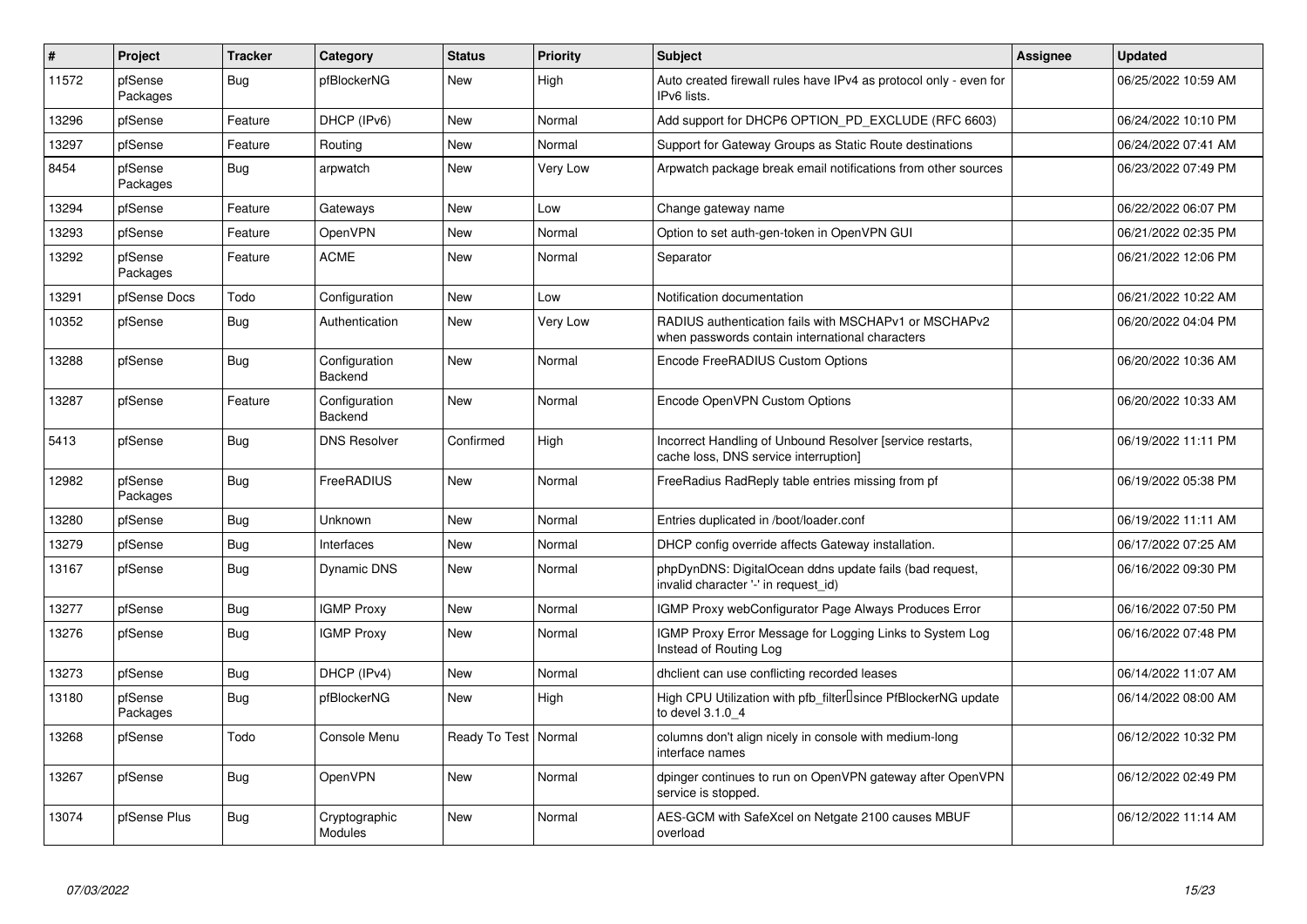| # | Project | Tracker | Category | Status | Priority | Subject | Assignee | Updated |
|---|---|---|---|---|---|---|---|---|
| 11572 | pfSense Packages | Bug | pfBlockerNG | New | High | Auto created firewall rules have IPv4 as protocol only - even for IPv6 lists. | | 06/25/2022 10:59 AM |
| 13296 | pfSense | Feature | DHCP (IPv6) | New | Normal | Add support for DHCP6 OPTION_PD_EXCLUDE (RFC 6603) | | 06/24/2022 10:10 PM |
| 13297 | pfSense | Feature | Routing | New | Normal | Support for Gateway Groups as Static Route destinations | | 06/24/2022 07:41 AM |
| 8454 | pfSense Packages | Bug | arpwatch | New | Very Low | Arpwatch package break email notifications from other sources | | 06/23/2022 07:49 PM |
| 13294 | pfSense | Feature | Gateways | New | Low | Change gateway name | | 06/22/2022 06:07 PM |
| 13293 | pfSense | Feature | OpenVPN | New | Normal | Option to set auth-gen-token in OpenVPN GUI | | 06/21/2022 02:35 PM |
| 13292 | pfSense Packages | Feature | ACME | New | Normal | Separator | | 06/21/2022 12:06 PM |
| 13291 | pfSense Docs | Todo | Configuration | New | Low | Notification documentation | | 06/21/2022 10:22 AM |
| 10352 | pfSense | Bug | Authentication | New | Very Low | RADIUS authentication fails with MSCHAPv1 or MSCHAPv2 when passwords contain international characters | | 06/20/2022 04:04 PM |
| 13288 | pfSense | Bug | Configuration Backend | New | Normal | Encode FreeRADIUS Custom Options | | 06/20/2022 10:36 AM |
| 13287 | pfSense | Feature | Configuration Backend | New | Normal | Encode OpenVPN Custom Options | | 06/20/2022 10:33 AM |
| 5413 | pfSense | Bug | DNS Resolver | Confirmed | High | Incorrect Handling of Unbound Resolver [service restarts, cache loss, DNS service interruption] | | 06/19/2022 11:11 PM |
| 12982 | pfSense Packages | Bug | FreeRADIUS | New | Normal | FreeRadius RadReply table entries missing from pf | | 06/19/2022 05:38 PM |
| 13280 | pfSense | Bug | Unknown | New | Normal | Entries duplicated in /boot/loader.conf | | 06/19/2022 11:11 AM |
| 13279 | pfSense | Bug | Interfaces | New | Normal | DHCP config override affects Gateway installation. | | 06/17/2022 07:25 AM |
| 13167 | pfSense | Bug | Dynamic DNS | New | Normal | phpDynDNS: DigitalOcean ddns update fails (bad request, invalid character '-' in request_id) | | 06/16/2022 09:30 PM |
| 13277 | pfSense | Bug | IGMP Proxy | New | Normal | IGMP Proxy webConfigurator Page Always Produces Error | | 06/16/2022 07:50 PM |
| 13276 | pfSense | Bug | IGMP Proxy | New | Normal | IGMP Proxy Error Message for Logging Links to System Log Instead of Routing Log | | 06/16/2022 07:48 PM |
| 13273 | pfSense | Bug | DHCP (IPv4) | New | Normal | dhclient can use conflicting recorded leases | | 06/14/2022 11:07 AM |
| 13180 | pfSense Packages | Bug | pfBlockerNG | New | High | High CPU Utilization with pfb_filter since PfBlockerNG update to devel 3.1.0_4 | | 06/14/2022 08:00 AM |
| 13268 | pfSense | Todo | Console Menu | Ready To Test | Normal | columns don't align nicely in console with medium-long interface names | | 06/12/2022 10:32 PM |
| 13267 | pfSense | Bug | OpenVPN | New | Normal | dpinger continues to run on OpenVPN gateway after OpenVPN service is stopped. | | 06/12/2022 02:49 PM |
| 13074 | pfSense Plus | Bug | Cryptographic Modules | New | Normal | AES-GCM with SafeXcel on Netgate 2100 causes MBUF overload | | 06/12/2022 11:14 AM |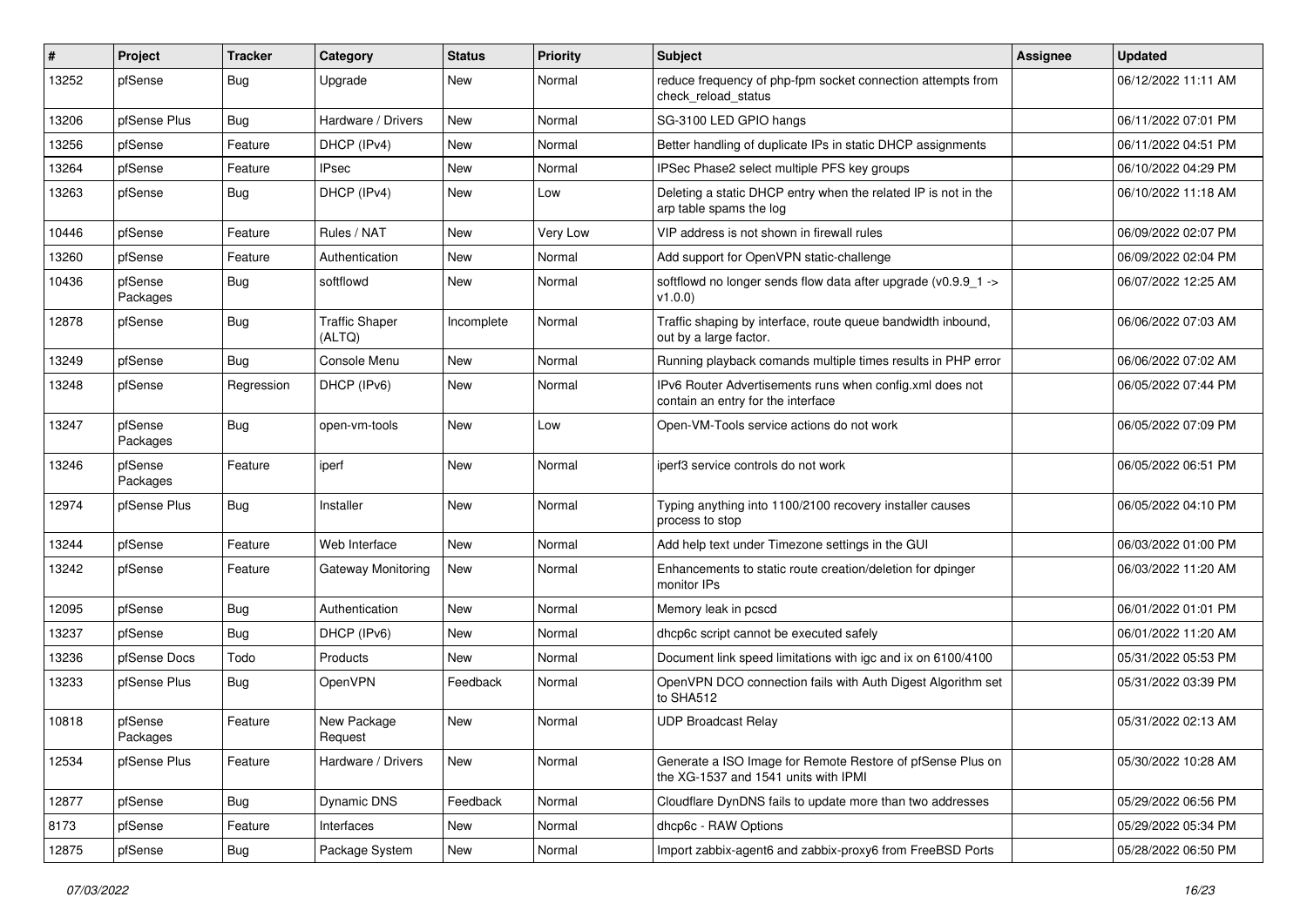| # | Project | Tracker | Category | Status | Priority | Subject | Assignee | Updated |
|---|---|---|---|---|---|---|---|---|
| 13252 | pfSense | Bug | Upgrade | New | Normal | reduce frequency of php-fpm socket connection attempts from check_reload_status | | 06/12/2022 11:11 AM |
| 13206 | pfSense Plus | Bug | Hardware / Drivers | New | Normal | SG-3100 LED GPIO hangs | | 06/11/2022 07:01 PM |
| 13256 | pfSense | Feature | DHCP (IPv4) | New | Normal | Better handling of duplicate IPs in static DHCP assignments | | 06/11/2022 04:51 PM |
| 13264 | pfSense | Feature | IPsec | New | Normal | IPSec Phase2 select multiple PFS key groups | | 06/10/2022 04:29 PM |
| 13263 | pfSense | Bug | DHCP (IPv4) | New | Low | Deleting a static DHCP entry when the related IP is not in the arp table spams the log | | 06/10/2022 11:18 AM |
| 10446 | pfSense | Feature | Rules / NAT | New | Very Low | VIP address is not shown in firewall rules | | 06/09/2022 02:07 PM |
| 13260 | pfSense | Feature | Authentication | New | Normal | Add support for OpenVPN static-challenge | | 06/09/2022 02:04 PM |
| 10436 | pfSense Packages | Bug | softflowd | New | Normal | softflowd no longer sends flow data after upgrade (v0.9.9_1 -> v1.0.0) | | 06/07/2022 12:25 AM |
| 12878 | pfSense | Bug | Traffic Shaper (ALTQ) | Incomplete | Normal | Traffic shaping by interface, route queue bandwidth inbound, out by a large factor. | | 06/06/2022 07:03 AM |
| 13249 | pfSense | Bug | Console Menu | New | Normal | Running playback comands multiple times results in PHP error | | 06/06/2022 07:02 AM |
| 13248 | pfSense | Regression | DHCP (IPv6) | New | Normal | IPv6 Router Advertisements runs when config.xml does not contain an entry for the interface | | 06/05/2022 07:44 PM |
| 13247 | pfSense Packages | Bug | open-vm-tools | New | Low | Open-VM-Tools service actions do not work | | 06/05/2022 07:09 PM |
| 13246 | pfSense Packages | Feature | iperf | New | Normal | iperf3 service controls do not work | | 06/05/2022 06:51 PM |
| 12974 | pfSense Plus | Bug | Installer | New | Normal | Typing anything into 1100/2100 recovery installer causes process to stop | | 06/05/2022 04:10 PM |
| 13244 | pfSense | Feature | Web Interface | New | Normal | Add help text under Timezone settings in the GUI | | 06/03/2022 01:00 PM |
| 13242 | pfSense | Feature | Gateway Monitoring | New | Normal | Enhancements to static route creation/deletion for dpinger monitor IPs | | 06/03/2022 11:20 AM |
| 12095 | pfSense | Bug | Authentication | New | Normal | Memory leak in pcscd | | 06/01/2022 01:01 PM |
| 13237 | pfSense | Bug | DHCP (IPv6) | New | Normal | dhcp6c script cannot be executed safely | | 06/01/2022 11:20 AM |
| 13236 | pfSense Docs | Todo | Products | New | Normal | Document link speed limitations with igc and ix on 6100/4100 | | 05/31/2022 05:53 PM |
| 13233 | pfSense Plus | Bug | OpenVPN | Feedback | Normal | OpenVPN DCO connection fails with Auth Digest Algorithm set to SHA512 | | 05/31/2022 03:39 PM |
| 10818 | pfSense Packages | Feature | New Package Request | New | Normal | UDP Broadcast Relay | | 05/31/2022 02:13 AM |
| 12534 | pfSense Plus | Feature | Hardware / Drivers | New | Normal | Generate a ISO Image for Remote Restore of pfSense Plus on the XG-1537 and 1541 units with IPMI | | 05/30/2022 10:28 AM |
| 12877 | pfSense | Bug | Dynamic DNS | Feedback | Normal | Cloudflare DynDNS fails to update more than two addresses | | 05/29/2022 06:56 PM |
| 8173 | pfSense | Feature | Interfaces | New | Normal | dhcp6c - RAW Options | | 05/29/2022 05:34 PM |
| 12875 | pfSense | Bug | Package System | New | Normal | Import zabbix-agent6 and zabbix-proxy6 from FreeBSD Ports | | 05/28/2022 06:50 PM |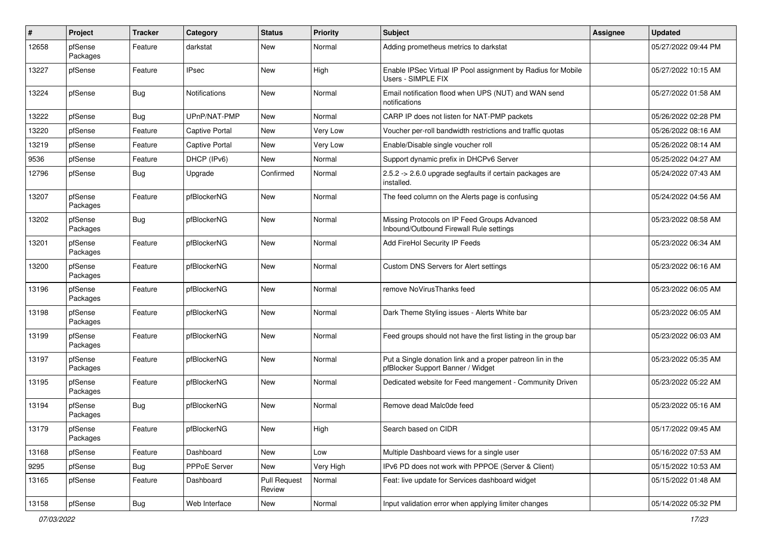| # | Project | Tracker | Category | Status | Priority | Subject | Assignee | Updated |
|---|---|---|---|---|---|---|---|---|
| 12658 | pfSense Packages | Feature | darkstat | New | Normal | Adding prometheus metrics to darkstat | | 05/27/2022 09:44 PM |
| 13227 | pfSense | Feature | IPsec | New | High | Enable IPSec Virtual IP Pool assignment by Radius for Mobile Users - SIMPLE FIX | | 05/27/2022 10:15 AM |
| 13224 | pfSense | Bug | Notifications | New | Normal | Email notification flood when UPS (NUT) and WAN send notifications | | 05/27/2022 01:58 AM |
| 13222 | pfSense | Bug | UPnP/NAT-PMP | New | Normal | CARP IP does not listen for NAT-PMP packets | | 05/26/2022 02:28 PM |
| 13220 | pfSense | Feature | Captive Portal | New | Very Low | Voucher per-roll bandwidth restrictions and traffic quotas | | 05/26/2022 08:16 AM |
| 13219 | pfSense | Feature | Captive Portal | New | Very Low | Enable/Disable single voucher roll | | 05/26/2022 08:14 AM |
| 9536 | pfSense | Feature | DHCP (IPv6) | New | Normal | Support dynamic prefix in DHCPv6 Server | | 05/25/2022 04:27 AM |
| 12796 | pfSense | Bug | Upgrade | Confirmed | Normal | 2.5.2 -> 2.6.0 upgrade segfaults if certain packages are installed. | | 05/24/2022 07:43 AM |
| 13207 | pfSense Packages | Feature | pfBlockerNG | New | Normal | The feed column on the Alerts page is confusing | | 05/24/2022 04:56 AM |
| 13202 | pfSense Packages | Bug | pfBlockerNG | New | Normal | Missing Protocols on IP Feed Groups Advanced Inbound/Outbound Firewall Rule settings | | 05/23/2022 08:58 AM |
| 13201 | pfSense Packages | Feature | pfBlockerNG | New | Normal | Add FireHol Security IP Feeds | | 05/23/2022 06:34 AM |
| 13200 | pfSense Packages | Feature | pfBlockerNG | New | Normal | Custom DNS Servers for Alert settings | | 05/23/2022 06:16 AM |
| 13196 | pfSense Packages | Feature | pfBlockerNG | New | Normal | remove NoVirusThanks feed | | 05/23/2022 06:05 AM |
| 13198 | pfSense Packages | Feature | pfBlockerNG | New | Normal | Dark Theme Styling issues - Alerts White bar | | 05/23/2022 06:05 AM |
| 13199 | pfSense Packages | Feature | pfBlockerNG | New | Normal | Feed groups should not have the first listing in the group bar | | 05/23/2022 06:03 AM |
| 13197 | pfSense Packages | Feature | pfBlockerNG | New | Normal | Put a Single donation link and a proper patreon lin in the pfBlocker Support Banner / Widget | | 05/23/2022 05:35 AM |
| 13195 | pfSense Packages | Feature | pfBlockerNG | New | Normal | Dedicated website for Feed mangement - Community Driven | | 05/23/2022 05:22 AM |
| 13194 | pfSense Packages | Bug | pfBlockerNG | New | Normal | Remove dead Malc0de feed | | 05/23/2022 05:16 AM |
| 13179 | pfSense Packages | Feature | pfBlockerNG | New | High | Search based on CIDR | | 05/17/2022 09:45 AM |
| 13168 | pfSense | Feature | Dashboard | New | Low | Multiple Dashboard views for a single user | | 05/16/2022 07:53 AM |
| 9295 | pfSense | Bug | PPPoE Server | New | Very High | IPv6 PD does not work with PPPOE (Server & Client) | | 05/15/2022 10:53 AM |
| 13165 | pfSense | Feature | Dashboard | Pull Request Review | Normal | Feat: live update for Services dashboard widget | | 05/15/2022 01:48 AM |
| 13158 | pfSense | Bug | Web Interface | New | Normal | Input validation error when applying limiter changes | | 05/14/2022 05:32 PM |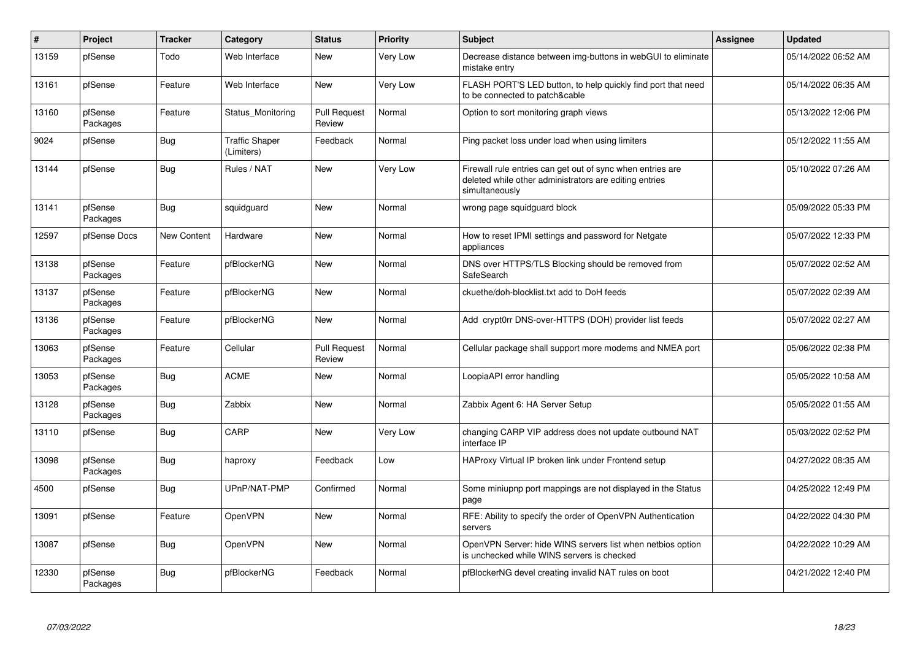| # | Project | Tracker | Category | Status | Priority | Subject | Assignee | Updated |
|---|---|---|---|---|---|---|---|---|
| 13159 | pfSense | Todo | Web Interface | New | Very Low | Decrease distance between img-buttons in webGUI to eliminate mistake entry | | 05/14/2022 06:52 AM |
| 13161 | pfSense | Feature | Web Interface | New | Very Low | FLASH PORT'S LED button, to help quickly find port that need to be connected to patch&cable | | 05/14/2022 06:35 AM |
| 13160 | pfSense Packages | Feature | Status_Monitoring | Pull Request Review | Normal | Option to sort monitoring graph views | | 05/13/2022 12:06 PM |
| 9024 | pfSense | Bug | Traffic Shaper (Limiters) | Feedback | Normal | Ping packet loss under load when using limiters | | 05/12/2022 11:55 AM |
| 13144 | pfSense | Bug | Rules / NAT | New | Very Low | Firewall rule entries can get out of sync when entries are deleted while other administrators are editing entries simultaneously | | 05/10/2022 07:26 AM |
| 13141 | pfSense Packages | Bug | squidguard | New | Normal | wrong page squidguard block | | 05/09/2022 05:33 PM |
| 12597 | pfSense Docs | New Content | Hardware | New | Normal | How to reset IPMI settings and password for Netgate appliances | | 05/07/2022 12:33 PM |
| 13138 | pfSense Packages | Feature | pfBlockerNG | New | Normal | DNS over HTTPS/TLS Blocking should be removed from SafeSearch | | 05/07/2022 02:52 AM |
| 13137 | pfSense Packages | Feature | pfBlockerNG | New | Normal | ckuethe/doh-blocklist.txt add to DoH feeds | | 05/07/2022 02:39 AM |
| 13136 | pfSense Packages | Feature | pfBlockerNG | New | Normal | Add crypt0rr DNS-over-HTTPS (DOH) provider list feeds | | 05/07/2022 02:27 AM |
| 13063 | pfSense Packages | Feature | Cellular | Pull Request Review | Normal | Cellular package shall support more modems and NMEA port | | 05/06/2022 02:38 PM |
| 13053 | pfSense Packages | Bug | ACME | New | Normal | LoopiaAPI error handling | | 05/05/2022 10:58 AM |
| 13128 | pfSense Packages | Bug | Zabbix | New | Normal | Zabbix Agent 6: HA Server Setup | | 05/05/2022 01:55 AM |
| 13110 | pfSense | Bug | CARP | New | Very Low | changing CARP VIP address does not update outbound NAT interface IP | | 05/03/2022 02:52 PM |
| 13098 | pfSense Packages | Bug | haproxy | Feedback | Low | HAProxy Virtual IP broken link under Frontend setup | | 04/27/2022 08:35 AM |
| 4500 | pfSense | Bug | UPnP/NAT-PMP | Confirmed | Normal | Some miniupnp port mappings are not displayed in the Status page | | 04/25/2022 12:49 PM |
| 13091 | pfSense | Feature | OpenVPN | New | Normal | RFE: Ability to specify the order of OpenVPN Authentication servers | | 04/22/2022 04:30 PM |
| 13087 | pfSense | Bug | OpenVPN | New | Normal | OpenVPN Server: hide WINS servers list when netbios option is unchecked while WINS servers is checked | | 04/22/2022 10:29 AM |
| 12330 | pfSense Packages | Bug | pfBlockerNG | Feedback | Normal | pfBlockerNG devel creating invalid NAT rules on boot | | 04/21/2022 12:40 PM |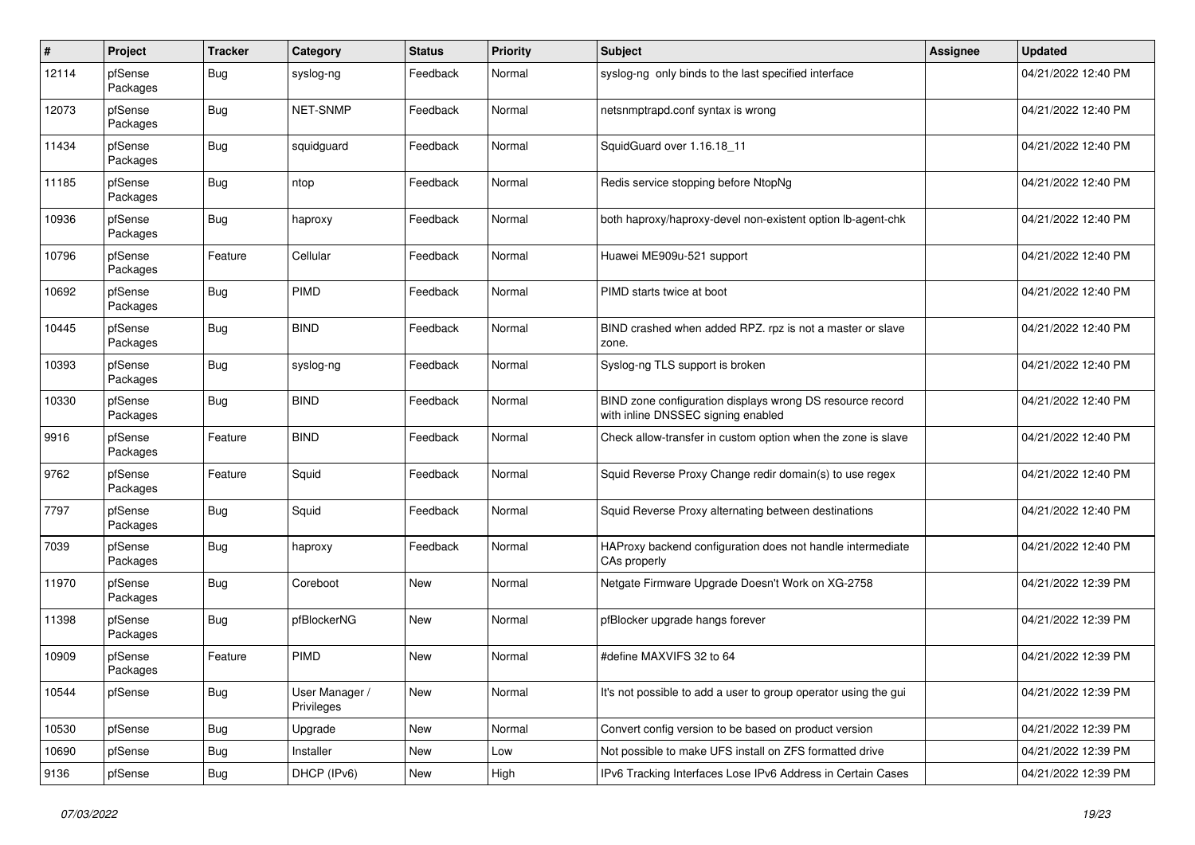| # | Project | Tracker | Category | Status | Priority | Subject | Assignee | Updated |
|---|---|---|---|---|---|---|---|---|
| 12114 | pfSense Packages | Bug | syslog-ng | Feedback | Normal | syslog-ng only binds to the last specified interface | | 04/21/2022 12:40 PM |
| 12073 | pfSense Packages | Bug | NET-SNMP | Feedback | Normal | netsnmptrapd.conf syntax is wrong | | 04/21/2022 12:40 PM |
| 11434 | pfSense Packages | Bug | squidguard | Feedback | Normal | SquidGuard over 1.16.18_11 | | 04/21/2022 12:40 PM |
| 11185 | pfSense Packages | Bug | ntop | Feedback | Normal | Redis service stopping before NtopNg | | 04/21/2022 12:40 PM |
| 10936 | pfSense Packages | Bug | haproxy | Feedback | Normal | both haproxy/haproxy-devel non-existent option lb-agent-chk | | 04/21/2022 12:40 PM |
| 10796 | pfSense Packages | Feature | Cellular | Feedback | Normal | Huawei ME909u-521 support | | 04/21/2022 12:40 PM |
| 10692 | pfSense Packages | Bug | PIMD | Feedback | Normal | PIMD starts twice at boot | | 04/21/2022 12:40 PM |
| 10445 | pfSense Packages | Bug | BIND | Feedback | Normal | BIND crashed when added RPZ. rpz is not a master or slave zone. | | 04/21/2022 12:40 PM |
| 10393 | pfSense Packages | Bug | syslog-ng | Feedback | Normal | Syslog-ng TLS support is broken | | 04/21/2022 12:40 PM |
| 10330 | pfSense Packages | Bug | BIND | Feedback | Normal | BIND zone configuration displays wrong DS resource record with inline DNSSEC signing enabled | | 04/21/2022 12:40 PM |
| 9916 | pfSense Packages | Feature | BIND | Feedback | Normal | Check allow-transfer in custom option when the zone is slave | | 04/21/2022 12:40 PM |
| 9762 | pfSense Packages | Feature | Squid | Feedback | Normal | Squid Reverse Proxy Change redir domain(s) to use regex | | 04/21/2022 12:40 PM |
| 7797 | pfSense Packages | Bug | Squid | Feedback | Normal | Squid Reverse Proxy alternating between destinations | | 04/21/2022 12:40 PM |
| 7039 | pfSense Packages | Bug | haproxy | Feedback | Normal | HAProxy backend configuration does not handle intermediate CAs properly | | 04/21/2022 12:40 PM |
| 11970 | pfSense Packages | Bug | Coreboot | New | Normal | Netgate Firmware Upgrade Doesn't Work on XG-2758 | | 04/21/2022 12:39 PM |
| 11398 | pfSense Packages | Bug | pfBlockerNG | New | Normal | pfBlocker upgrade hangs forever | | 04/21/2022 12:39 PM |
| 10909 | pfSense Packages | Feature | PIMD | New | Normal | #define MAXVIFS 32 to 64 | | 04/21/2022 12:39 PM |
| 10544 | pfSense | Bug | User Manager / Privileges | New | Normal | It's not possible to add a user to group operator using the gui | | 04/21/2022 12:39 PM |
| 10530 | pfSense | Bug | Upgrade | New | Normal | Convert config version to be based on product version | | 04/21/2022 12:39 PM |
| 10690 | pfSense | Bug | Installer | New | Low | Not possible to make UFS install on ZFS formatted drive | | 04/21/2022 12:39 PM |
| 9136 | pfSense | Bug | DHCP (IPv6) | New | High | IPv6 Tracking Interfaces Lose IPv6 Address in Certain Cases | | 04/21/2022 12:39 PM |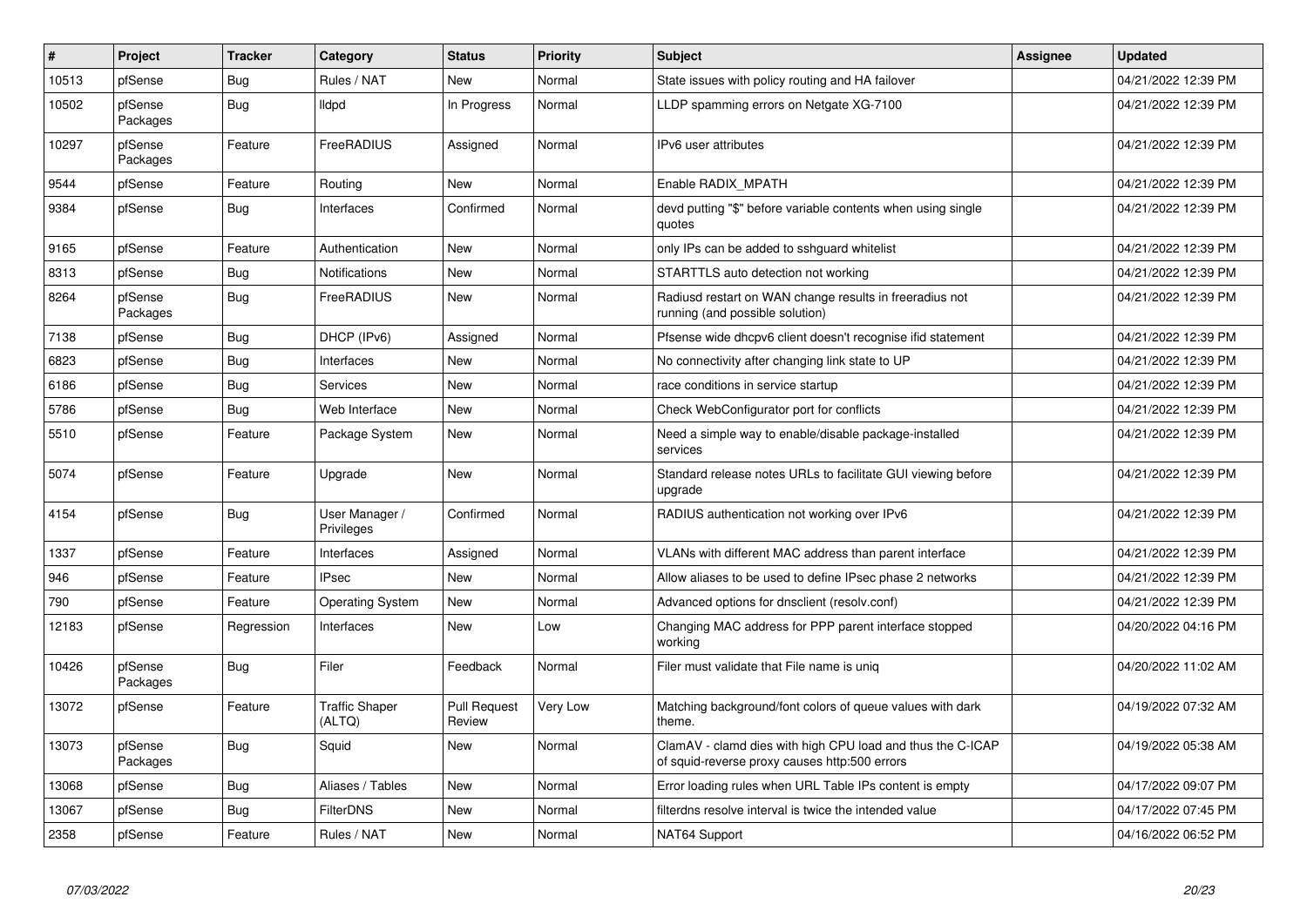| # | Project | Tracker | Category | Status | Priority | Subject | Assignee | Updated |
|---|---|---|---|---|---|---|---|---|
| 10513 | pfSense | Bug | Rules / NAT | New | Normal | State issues with policy routing and HA failover | | 04/21/2022 12:39 PM |
| 10502 | pfSense Packages | Bug | lldpd | In Progress | Normal | LLDP spamming errors on Netgate XG-7100 | | 04/21/2022 12:39 PM |
| 10297 | pfSense Packages | Feature | FreeRADIUS | Assigned | Normal | IPv6 user attributes | | 04/21/2022 12:39 PM |
| 9544 | pfSense | Feature | Routing | New | Normal | Enable RADIX_MPATH | | 04/21/2022 12:39 PM |
| 9384 | pfSense | Bug | Interfaces | Confirmed | Normal | devd putting "$" before variable contents when using single quotes | | 04/21/2022 12:39 PM |
| 9165 | pfSense | Feature | Authentication | New | Normal | only IPs can be added to sshguard whitelist | | 04/21/2022 12:39 PM |
| 8313 | pfSense | Bug | Notifications | New | Normal | STARTTLS auto detection not working | | 04/21/2022 12:39 PM |
| 8264 | pfSense Packages | Bug | FreeRADIUS | New | Normal | Radiusd restart on WAN change results in freeradius not running (and possible solution) | | 04/21/2022 12:39 PM |
| 7138 | pfSense | Bug | DHCP (IPv6) | Assigned | Normal | Pfsense wide dhcpv6 client doesn't recognise ifid statement | | 04/21/2022 12:39 PM |
| 6823 | pfSense | Bug | Interfaces | New | Normal | No connectivity after changing link state to UP | | 04/21/2022 12:39 PM |
| 6186 | pfSense | Bug | Services | New | Normal | race conditions in service startup | | 04/21/2022 12:39 PM |
| 5786 | pfSense | Bug | Web Interface | New | Normal | Check WebConfigurator port for conflicts | | 04/21/2022 12:39 PM |
| 5510 | pfSense | Feature | Package System | New | Normal | Need a simple way to enable/disable package-installed services | | 04/21/2022 12:39 PM |
| 5074 | pfSense | Feature | Upgrade | New | Normal | Standard release notes URLs to facilitate GUI viewing before upgrade | | 04/21/2022 12:39 PM |
| 4154 | pfSense | Bug | User Manager / Privileges | Confirmed | Normal | RADIUS authentication not working over IPv6 | | 04/21/2022 12:39 PM |
| 1337 | pfSense | Feature | Interfaces | Assigned | Normal | VLANs with different MAC address than parent interface | | 04/21/2022 12:39 PM |
| 946 | pfSense | Feature | IPsec | New | Normal | Allow aliases to be used to define IPsec phase 2 networks | | 04/21/2022 12:39 PM |
| 790 | pfSense | Feature | Operating System | New | Normal | Advanced options for dnsclient (resolv.conf) | | 04/21/2022 12:39 PM |
| 12183 | pfSense | Regression | Interfaces | New | Low | Changing MAC address for PPP parent interface stopped working | | 04/20/2022 04:16 PM |
| 10426 | pfSense Packages | Bug | Filer | Feedback | Normal | Filer must validate that File name is uniq | | 04/20/2022 11:02 AM |
| 13072 | pfSense | Feature | Traffic Shaper (ALTQ) | Pull Request Review | Very Low | Matching background/font colors of queue values with dark theme. | | 04/19/2022 07:32 AM |
| 13073 | pfSense Packages | Bug | Squid | New | Normal | ClamAV - clamd dies with high CPU load and thus the C-ICAP of squid-reverse proxy causes http:500 errors | | 04/19/2022 05:38 AM |
| 13068 | pfSense | Bug | Aliases / Tables | New | Normal | Error loading rules when URL Table IPs content is empty | | 04/17/2022 09:07 PM |
| 13067 | pfSense | Bug | FilterDNS | New | Normal | filterdns resolve interval is twice the intended value | | 04/17/2022 07:45 PM |
| 2358 | pfSense | Feature | Rules / NAT | New | Normal | NAT64 Support | | 04/16/2022 06:52 PM |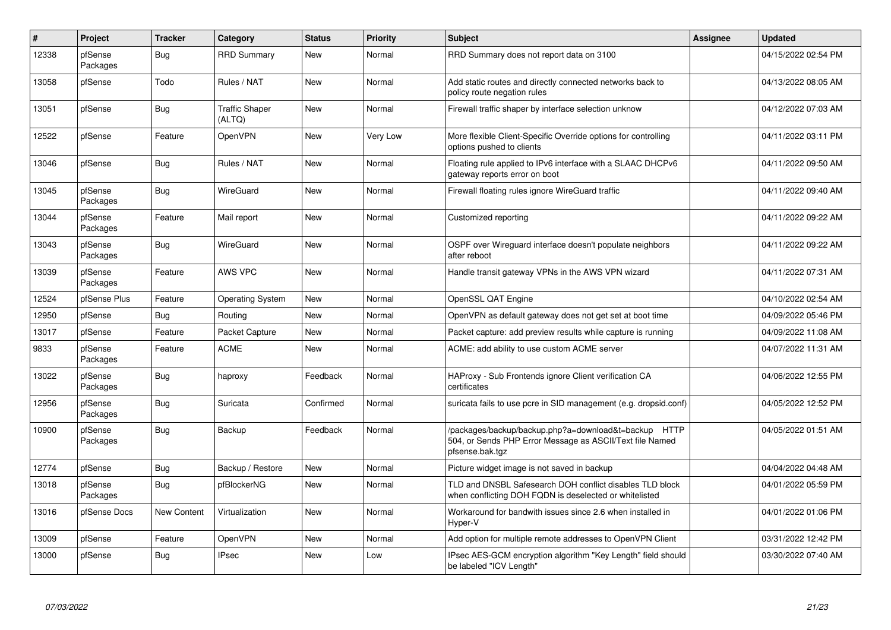| # | Project | Tracker | Category | Status | Priority | Subject | Assignee | Updated |
|---|---|---|---|---|---|---|---|---|
| 12338 | pfSense Packages | Bug | RRD Summary | New | Normal | RRD Summary does not report data on 3100 | | 04/15/2022 02:54 PM |
| 13058 | pfSense | Todo | Rules / NAT | New | Normal | Add static routes and directly connected networks back to policy route negation rules | | 04/13/2022 08:05 AM |
| 13051 | pfSense | Bug | Traffic Shaper (ALTQ) | New | Normal | Firewall traffic shaper by interface selection unknow | | 04/12/2022 07:03 AM |
| 12522 | pfSense | Feature | OpenVPN | New | Very Low | More flexible Client-Specific Override options for controlling options pushed to clients | | 04/11/2022 03:11 PM |
| 13046 | pfSense | Bug | Rules / NAT | New | Normal | Floating rule applied to IPv6 interface with a SLAAC DHCPv6 gateway reports error on boot | | 04/11/2022 09:50 AM |
| 13045 | pfSense Packages | Bug | WireGuard | New | Normal | Firewall floating rules ignore WireGuard traffic | | 04/11/2022 09:40 AM |
| 13044 | pfSense Packages | Feature | Mail report | New | Normal | Customized reporting | | 04/11/2022 09:22 AM |
| 13043 | pfSense Packages | Bug | WireGuard | New | Normal | OSPF over Wireguard interface doesn't populate neighbors after reboot | | 04/11/2022 09:22 AM |
| 13039 | pfSense Packages | Feature | AWS VPC | New | Normal | Handle transit gateway VPNs in the AWS VPN wizard | | 04/11/2022 07:31 AM |
| 12524 | pfSense Plus | Feature | Operating System | New | Normal | OpenSSL QAT Engine | | 04/10/2022 02:54 AM |
| 12950 | pfSense | Bug | Routing | New | Normal | OpenVPN as default gateway does not get set at boot time | | 04/09/2022 05:46 PM |
| 13017 | pfSense | Feature | Packet Capture | New | Normal | Packet capture: add preview results while capture is running | | 04/09/2022 11:08 AM |
| 9833 | pfSense Packages | Feature | ACME | New | Normal | ACME: add ability to use custom ACME server | | 04/07/2022 11:31 AM |
| 13022 | pfSense Packages | Bug | haproxy | Feedback | Normal | HAProxy - Sub Frontends ignore Client verification CA certificates | | 04/06/2022 12:55 PM |
| 12956 | pfSense Packages | Bug | Suricata | Confirmed | Normal | suricata fails to use pcre in SID management (e.g. dropsid.conf) | | 04/05/2022 12:52 PM |
| 10900 | pfSense Packages | Bug | Backup | Feedback | Normal | /packages/backup/backup.php?a=download&t=backup HTTP 504, or Sends PHP Error Message as ASCII/Text file Named pfsense.bak.tgz | | 04/05/2022 01:51 AM |
| 12774 | pfSense | Bug | Backup / Restore | New | Normal | Picture widget image is not saved in backup | | 04/04/2022 04:48 AM |
| 13018 | pfSense Packages | Bug | pfBlockerNG | New | Normal | TLD and DNSBL Safesearch DOH conflict disables TLD block when conflicting DOH FQDN is deselected or whitelisted | | 04/01/2022 05:59 PM |
| 13016 | pfSense Docs | New Content | Virtualization | New | Normal | Workaround for bandwith issues since 2.6 when installed in Hyper-V | | 04/01/2022 01:06 PM |
| 13009 | pfSense | Feature | OpenVPN | New | Normal | Add option for multiple remote addresses to OpenVPN Client | | 03/31/2022 12:42 PM |
| 13000 | pfSense | Bug | IPsec | New | Low | IPsec AES-GCM encryption algorithm "Key Length" field should be labeled "ICV Length" | | 03/30/2022 07:40 AM |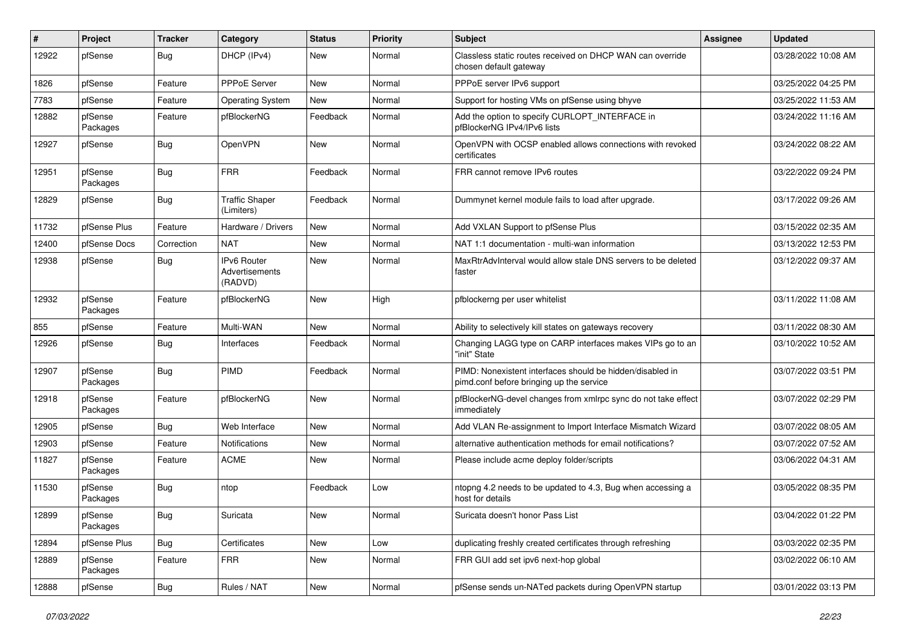| # | Project | Tracker | Category | Status | Priority | Subject | Assignee | Updated |
|---|---|---|---|---|---|---|---|---|
| 12922 | pfSense | Bug | DHCP (IPv4) | New | Normal | Classless static routes received on DHCP WAN can override chosen default gateway | | 03/28/2022 10:08 AM |
| 1826 | pfSense | Feature | PPPoE Server | New | Normal | PPPoE server IPv6 support | | 03/25/2022 04:25 PM |
| 7783 | pfSense | Feature | Operating System | New | Normal | Support for hosting VMs on pfSense using bhyve | | 03/25/2022 11:53 AM |
| 12882 | pfSense Packages | Feature | pfBlockerNG | Feedback | Normal | Add the option to specify CURLOPT_INTERFACE in pfBlockerNG IPv4/IPv6 lists | | 03/24/2022 11:16 AM |
| 12927 | pfSense | Bug | OpenVPN | New | Normal | OpenVPN with OCSP enabled allows connections with revoked certificates | | 03/24/2022 08:22 AM |
| 12951 | pfSense Packages | Bug | FRR | Feedback | Normal | FRR cannot remove IPv6 routes | | 03/22/2022 09:24 PM |
| 12829 | pfSense | Bug | Traffic Shaper (Limiters) | Feedback | Normal | Dummynet kernel module fails to load after upgrade. | | 03/17/2022 09:26 AM |
| 11732 | pfSense Plus | Feature | Hardware / Drivers | New | Normal | Add VXLAN Support to pfSense Plus | | 03/15/2022 02:35 AM |
| 12400 | pfSense Docs | Correction | NAT | New | Normal | NAT 1:1 documentation - multi-wan information | | 03/13/2022 12:53 PM |
| 12938 | pfSense | Bug | IPv6 Router Advertisements (RADVD) | New | Normal | MaxRtrAdvInterval would allow stale DNS servers to be deleted faster | | 03/12/2022 09:37 AM |
| 12932 | pfSense Packages | Feature | pfBlockerNG | New | High | pfblockerng per user whitelist | | 03/11/2022 11:08 AM |
| 855 | pfSense | Feature | Multi-WAN | New | Normal | Ability to selectively kill states on gateways recovery | | 03/11/2022 08:30 AM |
| 12926 | pfSense | Bug | Interfaces | Feedback | Normal | Changing LAGG type on CARP interfaces makes VIPs go to an "init" State | | 03/10/2022 10:52 AM |
| 12907 | pfSense Packages | Bug | PIMD | Feedback | Normal | PIMD: Nonexistent interfaces should be hidden/disabled in pimd.conf before bringing up the service | | 03/07/2022 03:51 PM |
| 12918 | pfSense Packages | Feature | pfBlockerNG | New | Normal | pfBlockerNG-devel changes from xmlrpc sync do not take effect immediately | | 03/07/2022 02:29 PM |
| 12905 | pfSense | Bug | Web Interface | New | Normal | Add VLAN Re-assignment to Import Interface Mismatch Wizard | | 03/07/2022 08:05 AM |
| 12903 | pfSense | Feature | Notifications | New | Normal | alternative authentication methods for email notifications? | | 03/07/2022 07:52 AM |
| 11827 | pfSense Packages | Feature | ACME | New | Normal | Please include acme deploy folder/scripts | | 03/06/2022 04:31 AM |
| 11530 | pfSense Packages | Bug | ntop | Feedback | Low | ntopng 4.2 needs to be updated to 4.3, Bug when accessing a host for details | | 03/05/2022 08:35 PM |
| 12899 | pfSense Packages | Bug | Suricata | New | Normal | Suricata doesn't honor Pass List | | 03/04/2022 01:22 PM |
| 12894 | pfSense Plus | Bug | Certificates | New | Low | duplicating freshly created certificates through refreshing | | 03/03/2022 02:35 PM |
| 12889 | pfSense Packages | Feature | FRR | New | Normal | FRR GUI add set ipv6 next-hop global | | 03/02/2022 06:10 AM |
| 12888 | pfSense | Bug | Rules / NAT | New | Normal | pfSense sends un-NATed packets during OpenVPN startup | | 03/01/2022 03:13 PM |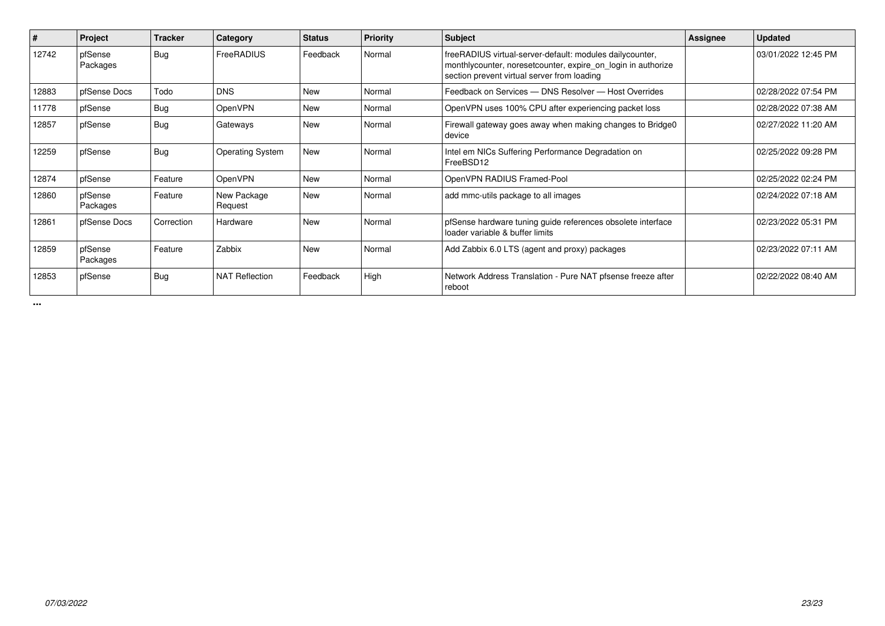| # | Project | Tracker | Category | Status | Priority | Subject | Assignee | Updated |
|---|---|---|---|---|---|---|---|---|
| 12742 | pfSense Packages | Bug | FreeRADIUS | Feedback | Normal | freeRADIUS virtual-server-default: modules dailycounter, monthlycounter, noresetcounter, expire_on_login in authorize section prevent virtual server from loading | | 03/01/2022 12:45 PM |
| 12883 | pfSense Docs | Todo | DNS | New | Normal | Feedback on Services — DNS Resolver — Host Overrides | | 02/28/2022 07:54 PM |
| 11778 | pfSense | Bug | OpenVPN | New | Normal | OpenVPN uses 100% CPU after experiencing packet loss | | 02/28/2022 07:38 AM |
| 12857 | pfSense | Bug | Gateways | New | Normal | Firewall gateway goes away when making changes to Bridge0 device | | 02/27/2022 11:20 AM |
| 12259 | pfSense | Bug | Operating System | New | Normal | Intel em NICs Suffering Performance Degradation on FreeBSD12 | | 02/25/2022 09:28 PM |
| 12874 | pfSense | Feature | OpenVPN | New | Normal | OpenVPN RADIUS Framed-Pool | | 02/25/2022 02:24 PM |
| 12860 | pfSense Packages | Feature | New Package Request | New | Normal | add mmc-utils package to all images | | 02/24/2022 07:18 AM |
| 12861 | pfSense Docs | Correction | Hardware | New | Normal | pfSense hardware tuning guide references obsolete interface loader variable & buffer limits | | 02/23/2022 05:31 PM |
| 12859 | pfSense Packages | Feature | Zabbix | New | Normal | Add Zabbix 6.0 LTS (agent and proxy) packages | | 02/23/2022 07:11 AM |
| 12853 | pfSense | Bug | NAT Reflection | Feedback | High | Network Address Translation - Pure NAT pfsense freeze after reboot | | 02/22/2022 08:40 AM |

...